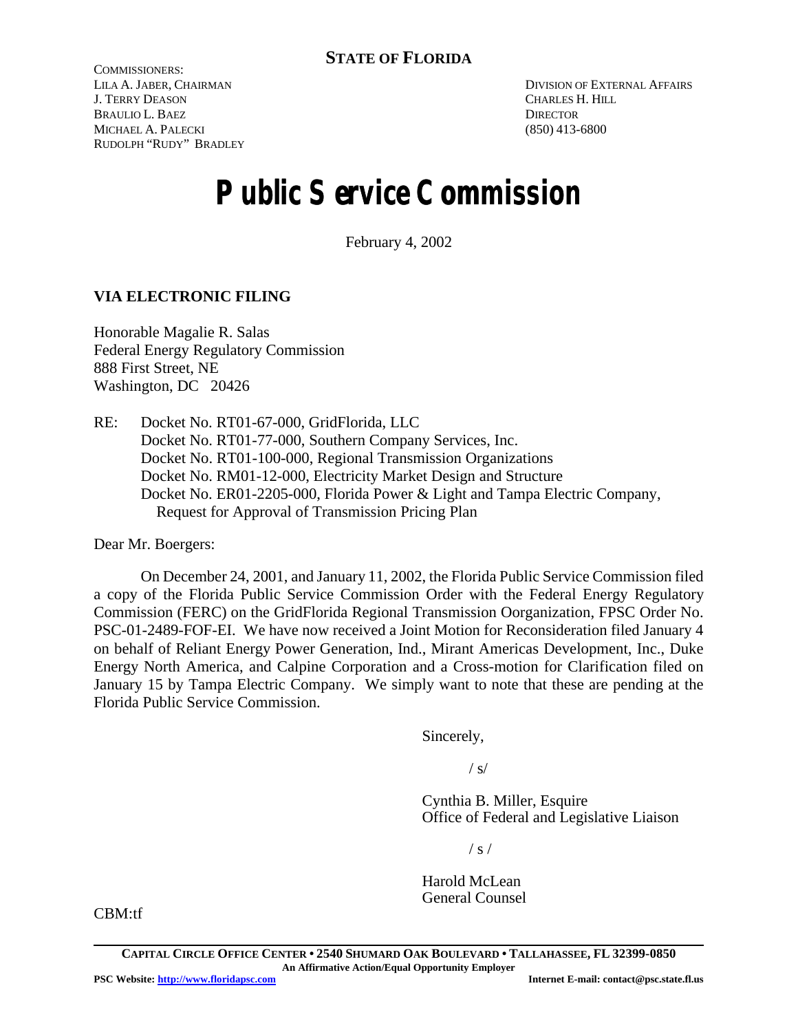**STATE OF FLORIDA**

COMMISSIONERS:
LILA A. JABER, CHAIRMAN
J. TERRY DEASON
BRAULIO L. BAEZ
MICHAEL A. PALECKI
RUDOLPH "RUDY" BRADLEY

DIVISION OF EXTERNAL AFFAIRS
CHARLES H. HILL
DIRECTOR
(850) 413-6800

# Public Service Commission

February 4, 2002

**VIA ELECTRONIC FILING**

Honorable Magalie R. Salas
Federal Energy Regulatory Commission
888 First Street, NE
Washington, DC 20426

RE: Docket No. RT01-67-000, GridFlorida, LLC
Docket No. RT01-77-000, Southern Company Services, Inc.
Docket No. RT01-100-000, Regional Transmission Organizations
Docket No. RM01-12-000, Electricity Market Design and Structure
Docket No. ER01-2205-000, Florida Power & Light and Tampa Electric Company, Request for Approval of Transmission Pricing Plan

Dear Mr. Boergers:

On December 24, 2001, and January 11, 2002, the Florida Public Service Commission filed a copy of the Florida Public Service Commission Order with the Federal Energy Regulatory Commission (FERC) on the GridFlorida Regional Transmission Oorganization, FPSC Order No. PSC-01-2489-FOF-EI. We have now received a Joint Motion for Reconsideration filed January 4 on behalf of Reliant Energy Power Generation, Ind., Mirant Americas Development, Inc., Duke Energy North America, and Calpine Corporation and a Cross-motion for Clarification filed on January 15 by Tampa Electric Company. We simply want to note that these are pending at the Florida Public Service Commission.

Sincerely,

/ s/

Cynthia B. Miller, Esquire
Office of Federal and Legislative Liaison

/ s /

Harold McLean
General Counsel

CBM:tf

**CAPITAL CIRCLE OFFICE CENTER • 2540 SHUMARD OAK BOULEVARD • TALLAHASSEE, FL 32399-0850**
**An Affirmative Action/Equal Opportunity Employer**
**PSC Website: http://www.floridapsc.com** **Internet E-mail: contact@psc.state.fl.us**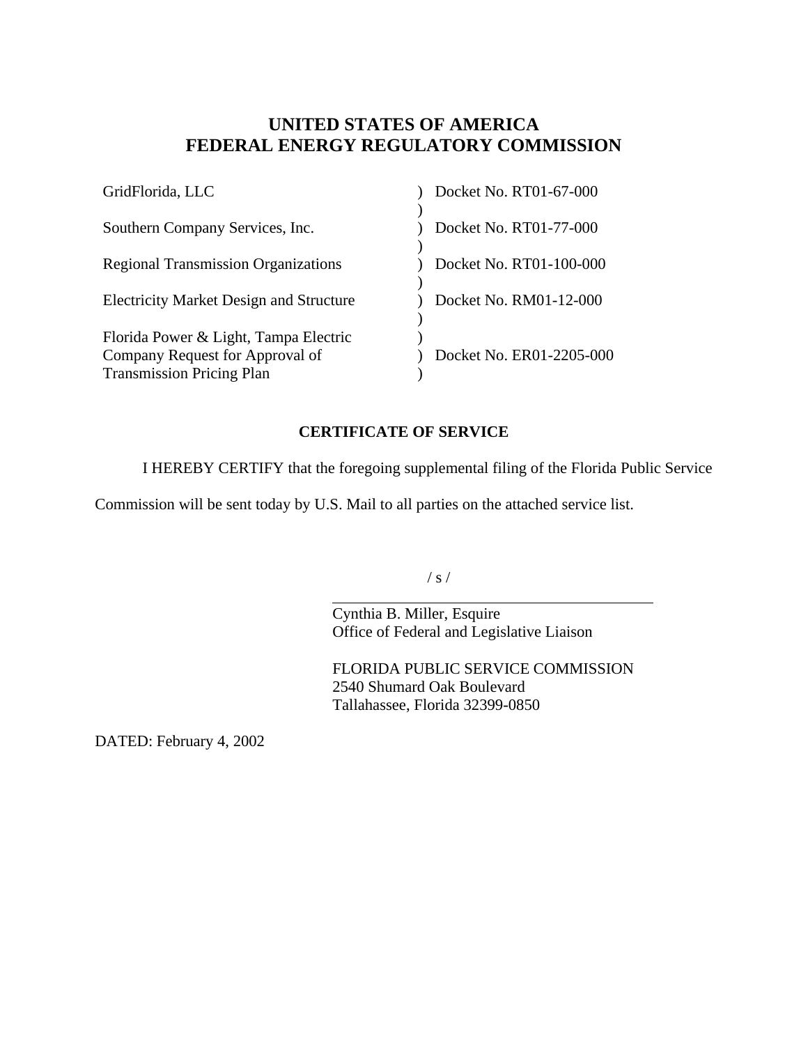# UNITED STATES OF AMERICA
# FEDERAL ENERGY REGULATORY COMMISSION

| | | |
|---|---|---|
| GridFlorida, LLC | ) | Docket No. RT01-67-000 |
| | ) | |
| Southern Company Services, Inc. | ) | Docket No. RT01-77-000 |
| | ) | |
| Regional Transmission Organizations | ) | Docket No. RT01-100-000 |
| | ) | |
| Electricity Market Design and Structure | ) | Docket No. RM01-12-000 |
| | ) | |
| Florida Power & Light, Tampa Electric Company Request for Approval of Transmission Pricing Plan | ) | Docket No. ER01-2205-000 |

## CERTIFICATE OF SERVICE

I HEREBY CERTIFY that the foregoing supplemental filing of the Florida Public Service Commission will be sent today by U.S. Mail to all parties on the attached service list.

/ s /

Cynthia B. Miller, Esquire
Office of Federal and Legislative Liaison

FLORIDA PUBLIC SERVICE COMMISSION
2540 Shumard Oak Boulevard
Tallahassee, Florida 32399-0850

DATED: February 4, 2002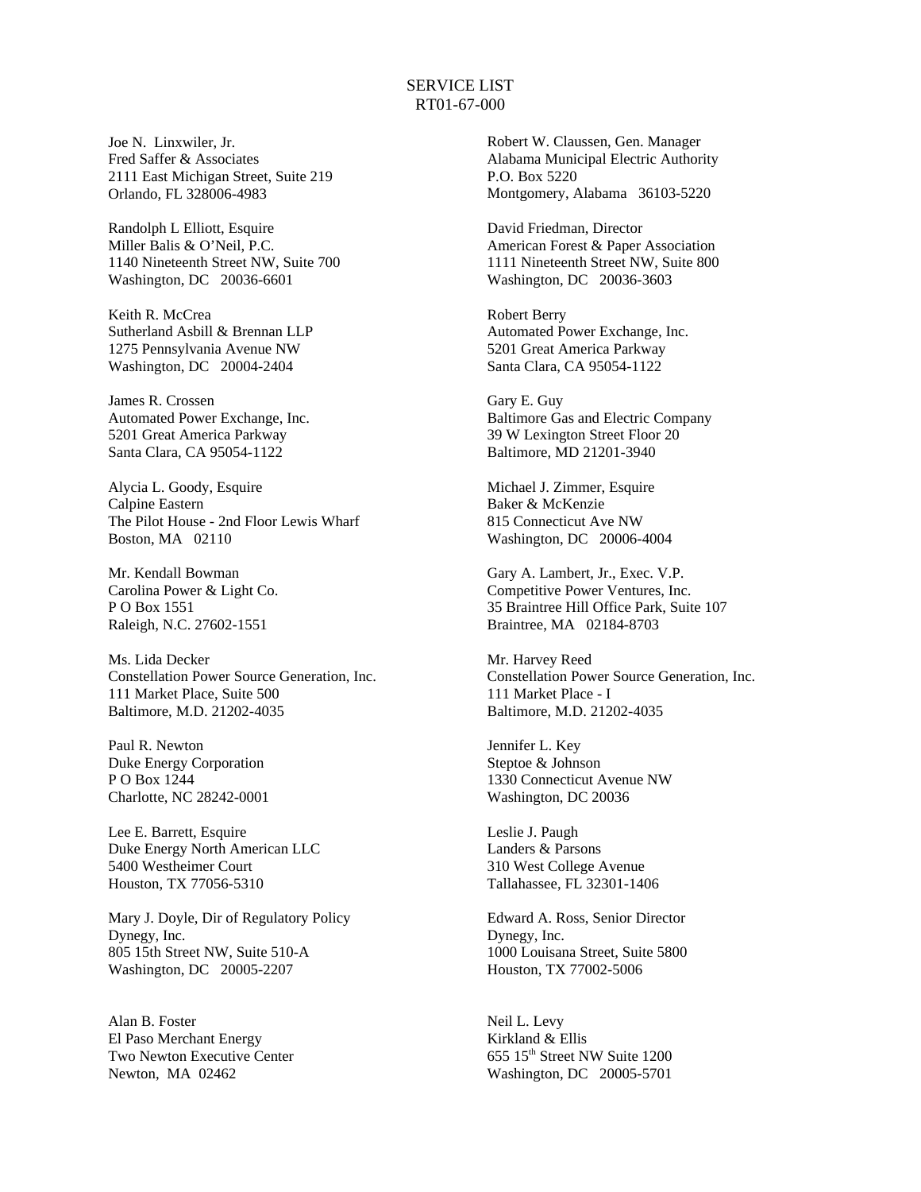SERVICE LIST
RT01-67-000

Joe N. Linxwiler, Jr.
Fred Saffer & Associates
2111 East Michigan Street, Suite 219
Orlando, FL 328006-4983

Robert W. Claussen, Gen. Manager
Alabama Municipal Electric Authority
P.O. Box 5220
Montgomery, Alabama 36103-5220

Randolph L Elliott, Esquire
Miller Balis & O'Neil, P.C.
1140 Nineteenth Street NW, Suite 700
Washington, DC 20036-6601

David Friedman, Director
American Forest & Paper Association
1111 Nineteenth Street NW, Suite 800
Washington, DC 20036-3603

Keith R. McCrea
Sutherland Asbill & Brennan LLP
1275 Pennsylvania Avenue NW
Washington, DC 20004-2404

Robert Berry
Automated Power Exchange, Inc.
5201 Great America Parkway
Santa Clara, CA 95054-1122

James R. Crossen
Automated Power Exchange, Inc.
5201 Great America Parkway
Santa Clara, CA 95054-1122

Gary E. Guy
Baltimore Gas and Electric Company
39 W Lexington Street Floor 20
Baltimore, MD 21201-3940

Alycia L. Goody, Esquire
Calpine Eastern
The Pilot House - 2nd Floor Lewis Wharf
Boston, MA 02110

Michael J. Zimmer, Esquire
Baker & McKenzie
815 Connecticut Ave NW
Washington, DC 20006-4004

Mr. Kendall Bowman
Carolina Power & Light Co.
P O Box 1551
Raleigh, N.C. 27602-1551

Gary A. Lambert, Jr., Exec. V.P.
Competitive Power Ventures, Inc.
35 Braintree Hill Office Park, Suite 107
Braintree, MA 02184-8703

Ms. Lida Decker
Constellation Power Source Generation, Inc.
111 Market Place, Suite 500
Baltimore, M.D. 21202-4035

Mr. Harvey Reed
Constellation Power Source Generation, Inc.
111 Market Place - I
Baltimore, M.D. 21202-4035

Paul R. Newton
Duke Energy Corporation
P O Box 1244
Charlotte, NC 28242-0001

Jennifer L. Key
Steptoe & Johnson
1330 Connecticut Avenue NW
Washington, DC 20036

Lee E. Barrett, Esquire
Duke Energy North American LLC
5400 Westheimer Court
Houston, TX 77056-5310

Leslie J. Paugh
Landers & Parsons
310 West College Avenue
Tallahassee, FL 32301-1406

Mary J. Doyle, Dir of Regulatory Policy
Dynegy, Inc.
805 15th Street NW, Suite 510-A
Washington, DC 20005-2207

Edward A. Ross, Senior Director
Dynegy, Inc.
1000 Louisana Street, Suite 5800
Houston, TX 77002-5006

Alan B. Foster
El Paso Merchant Energy
Two Newton Executive Center
Newton, MA 02462

Neil L. Levy
Kirkland & Ellis
655 15th Street NW Suite 1200
Washington, DC 20005-5701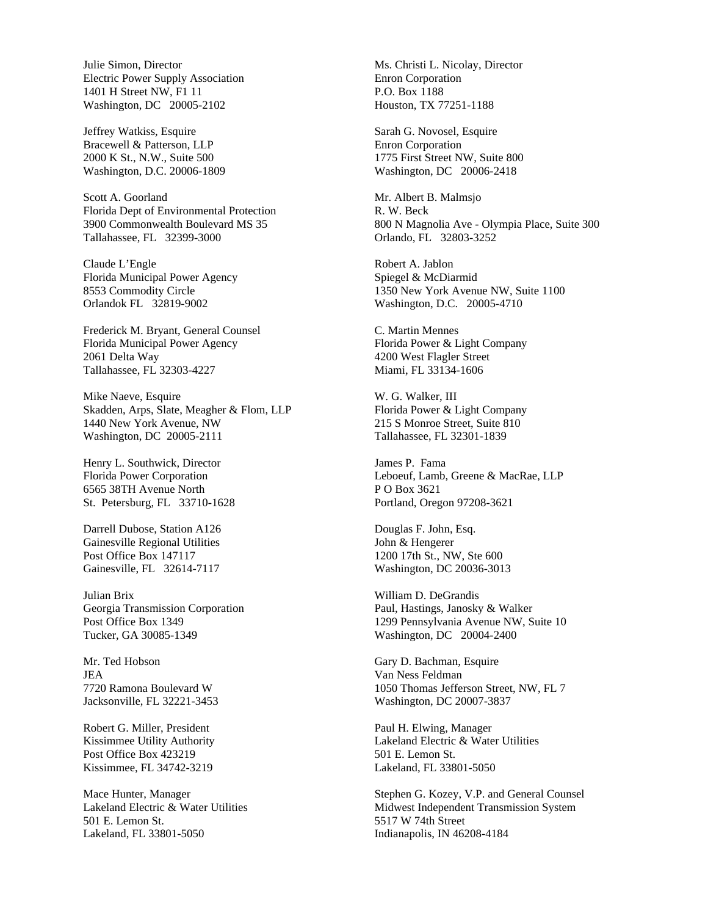Julie Simon, Director
Electric Power Supply Association
1401 H Street NW, F1 11
Washington, DC 20005-2102

Jeffrey Watkiss, Esquire
Bracewell & Patterson, LLP
2000 K St., N.W., Suite 500
Washington, D.C. 20006-1809

Scott A. Goorland
Florida Dept of Environmental Protection
3900 Commonwealth Boulevard MS 35
Tallahassee, FL 32399-3000

Claude L'Engle
Florida Municipal Power Agency
8553 Commodity Circle
Orlandok FL 32819-9002

Frederick M. Bryant, General Counsel
Florida Municipal Power Agency
2061 Delta Way
Tallahassee, FL 32303-4227

Mike Naeve, Esquire
Skadden, Arps, Slate, Meagher & Flom, LLP
1440 New York Avenue, NW
Washington, DC 20005-2111

Henry L. Southwick, Director
Florida Power Corporation
6565 38TH Avenue North
St. Petersburg, FL 33710-1628

Darrell Dubose, Station A126
Gainesville Regional Utilities
Post Office Box 147117
Gainesville, FL 32614-7117

Julian Brix
Georgia Transmission Corporation
Post Office Box 1349
Tucker, GA 30085-1349

Mr. Ted Hobson
JEA
7720 Ramona Boulevard W
Jacksonville, FL 32221-3453

Robert G. Miller, President
Kissimmee Utility Authority
Post Office Box 423219
Kissimmee, FL 34742-3219

Mace Hunter, Manager
Lakeland Electric & Water Utilities
501 E. Lemon St.
Lakeland, FL 33801-5050

Ms. Christi L. Nicolay, Director
Enron Corporation
P.O. Box 1188
Houston, TX 77251-1188

Sarah G. Novosel, Esquire
Enron Corporation
1775 First Street NW, Suite 800
Washington, DC 20006-2418

Mr. Albert B. Malmsjo
R. W. Beck
800 N Magnolia Ave - Olympia Place, Suite 300
Orlando, FL 32803-3252

Robert A. Jablon
Spiegel & McDiarmid
1350 New York Avenue NW, Suite 1100
Washington, D.C. 20005-4710

C. Martin Mennes
Florida Power & Light Company
4200 West Flagler Street
Miami, FL 33134-1606

W. G. Walker, III
Florida Power & Light Company
215 S Monroe Street, Suite 810
Tallahassee, FL 32301-1839

James P. Fama
Leboeuf, Lamb, Greene & MacRae, LLP
P O Box 3621
Portland, Oregon 97208-3621

Douglas F. John, Esq.
John & Hengerer
1200 17th St., NW, Ste 600
Washington, DC 20036-3013

William D. DeGrandis
Paul, Hastings, Janosky & Walker
1299 Pennsylvania Avenue NW, Suite 10
Washington, DC 20004-2400

Gary D. Bachman, Esquire
Van Ness Feldman
1050 Thomas Jefferson Street, NW, FL 7
Washington, DC 20007-3837

Paul H. Elwing, Manager
Lakeland Electric & Water Utilities
501 E. Lemon St.
Lakeland, FL 33801-5050

Stephen G. Kozey, V.P. and General Counsel
Midwest Independent Transmission System
5517 W 74th Street
Indianapolis, IN 46208-4184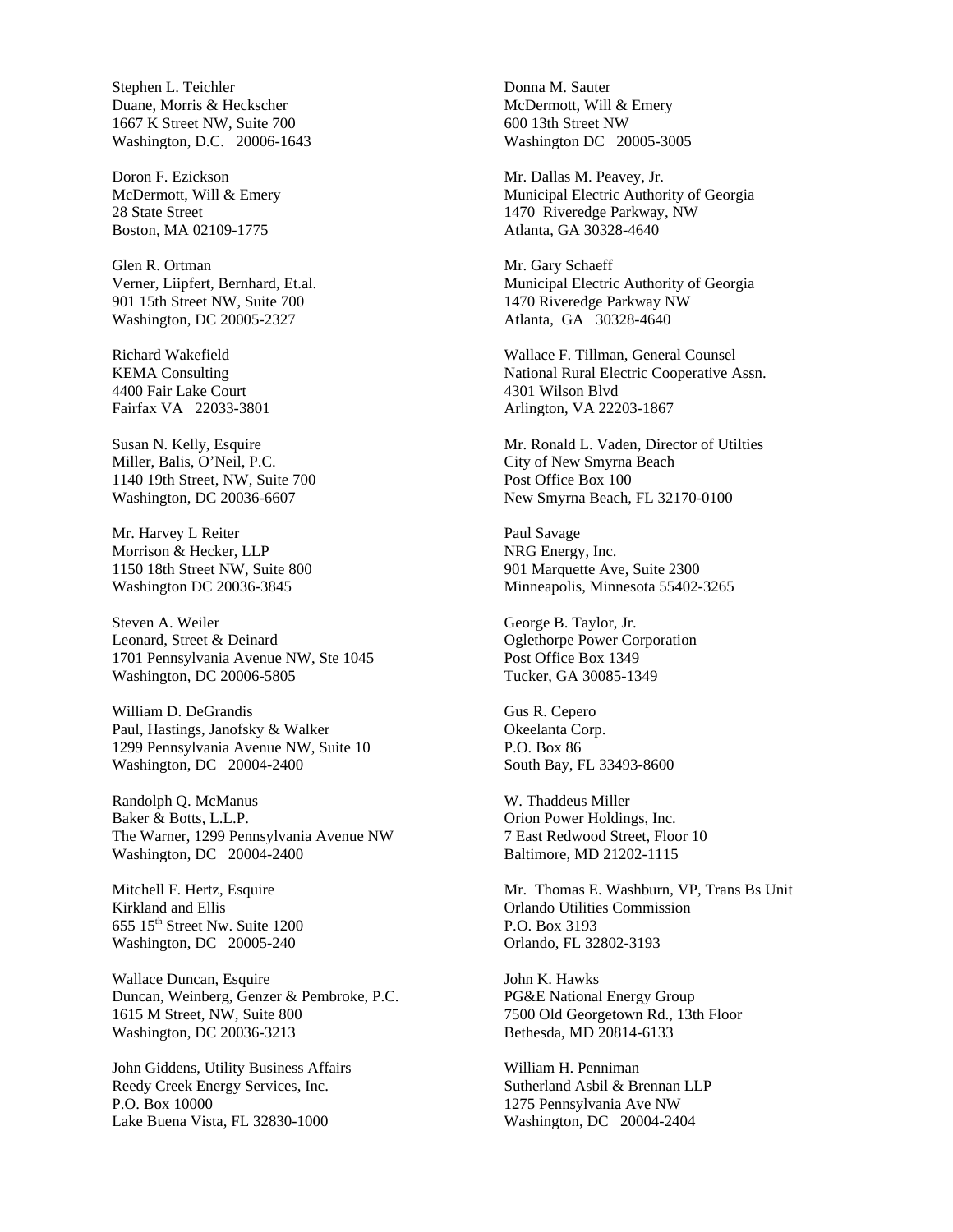Stephen L. Teichler
Duane, Morris & Heckscher
1667 K Street NW, Suite 700
Washington, D.C. 20006-1643

Doron F. Ezickson
McDermott, Will & Emery
28 State Street
Boston, MA 02109-1775

Glen R. Ortman
Verner, Liipfert, Bernhard, Et.al.
901 15th Street NW, Suite 700
Washington, DC 20005-2327

Richard Wakefield
KEMA Consulting
4400 Fair Lake Court
Fairfax VA 22033-3801

Susan N. Kelly, Esquire
Miller, Balis, O'Neil, P.C.
1140 19th Street, NW, Suite 700
Washington, DC 20036-6607

Mr. Harvey L Reiter
Morrison & Hecker, LLP
1150 18th Street NW, Suite 800
Washington DC 20036-3845

Steven A. Weiler
Leonard, Street & Deinard
1701 Pennsylvania Avenue NW, Ste 1045
Washington, DC 20006-5805

William D. DeGrandis
Paul, Hastings, Janofsky & Walker
1299 Pennsylvania Avenue NW, Suite 10
Washington, DC 20004-2400

Randolph Q. McManus
Baker & Botts, L.L.P.
The Warner, 1299 Pennsylvania Avenue NW
Washington, DC 20004-2400

Mitchell F. Hertz, Esquire
Kirkland and Ellis
655 15th Street Nw. Suite 1200
Washington, DC 20005-240

Wallace Duncan, Esquire
Duncan, Weinberg, Genzer & Pembroke, P.C.
1615 M Street, NW, Suite 800
Washington, DC 20036-3213

John Giddens, Utility Business Affairs
Reedy Creek Energy Services, Inc.
P.O. Box 10000
Lake Buena Vista, FL 32830-1000

Donna M. Sauter
McDermott, Will & Emery
600 13th Street NW
Washington DC 20005-3005

Mr. Dallas M. Peavey, Jr.
Municipal Electric Authority of Georgia
1470 Riveredge Parkway, NW
Atlanta, GA 30328-4640

Mr. Gary Schaeff
Municipal Electric Authority of Georgia
1470 Riveredge Parkway NW
Atlanta, GA 30328-4640

Wallace F. Tillman, General Counsel
National Rural Electric Cooperative Assn.
4301 Wilson Blvd
Arlington, VA 22203-1867

Mr. Ronald L. Vaden, Director of Utilties
City of New Smyrna Beach
Post Office Box 100
New Smyrna Beach, FL 32170-0100

Paul Savage
NRG Energy, Inc.
901 Marquette Ave, Suite 2300
Minneapolis, Minnesota 55402-3265

George B. Taylor, Jr.
Oglethorpe Power Corporation
Post Office Box 1349
Tucker, GA 30085-1349

Gus R. Cepero
Okeelanta Corp.
P.O. Box 86
South Bay, FL 33493-8600

W. Thaddeus Miller
Orion Power Holdings, Inc.
7 East Redwood Street, Floor 10
Baltimore, MD 21202-1115

Mr. Thomas E. Washburn, VP, Trans Bs Unit
Orlando Utilities Commission
P.O. Box 3193
Orlando, FL 32802-3193

John K. Hawks
PG&E National Energy Group
7500 Old Georgetown Rd., 13th Floor
Bethesda, MD 20814-6133

William H. Penniman
Sutherland Asbil & Brennan LLP
1275 Pennsylvania Ave NW
Washington, DC 20004-2404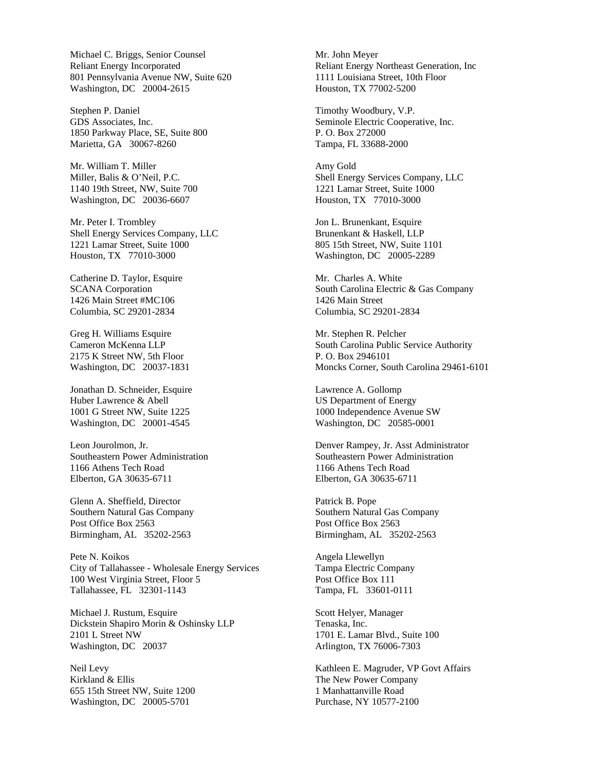Michael C. Briggs, Senior Counsel
Reliant Energy Incorporated
801 Pennsylvania Avenue NW, Suite 620
Washington, DC 20004-2615

Mr. John Meyer
Reliant Energy Northeast Generation, Inc
1111 Louisiana Street, 10th Floor
Houston, TX 77002-5200

Stephen P. Daniel
GDS Associates, Inc.
1850 Parkway Place, SE, Suite 800
Marietta, GA 30067-8260

Timothy Woodbury, V.P.
Seminole Electric Cooperative, Inc.
P. O. Box 272000
Tampa, FL 33688-2000

Mr. William T. Miller
Miller, Balis & O'Neil, P.C.
1140 19th Street, NW, Suite 700
Washington, DC 20036-6607

Amy Gold
Shell Energy Services Company, LLC
1221 Lamar Street, Suite 1000
Houston, TX 77010-3000

Mr. Peter I. Trombley
Shell Energy Services Company, LLC
1221 Lamar Street, Suite 1000
Houston, TX 77010-3000

Jon L. Brunenkant, Esquire
Brunenkant & Haskell, LLP
805 15th Street, NW, Suite 1101
Washington, DC 20005-2289

Catherine D. Taylor, Esquire
SCANA Corporation
1426 Main Street #MC106
Columbia, SC 29201-2834

Mr. Charles A. White
South Carolina Electric & Gas Company
1426 Main Street
Columbia, SC 29201-2834

Greg H. Williams Esquire
Cameron McKenna LLP
2175 K Street NW, 5th Floor
Washington, DC 20037-1831

Mr. Stephen R. Pelcher
South Carolina Public Service Authority
P. O. Box 2946101
Moncks Corner, South Carolina 29461-6101

Jonathan D. Schneider, Esquire
Huber Lawrence & Abell
1001 G Street NW, Suite 1225
Washington, DC 20001-4545

Lawrence A. Gollomp
US Department of Energy
1000 Independence Avenue SW
Washington, DC 20585-0001

Leon Jourolmon, Jr.
Southeastern Power Administration
1166 Athens Tech Road
Elberton, GA 30635-6711

Denver Rampey, Jr. Asst Administrator
Southeastern Power Administration
1166 Athens Tech Road
Elberton, GA 30635-6711

Glenn A. Sheffield, Director
Southern Natural Gas Company
Post Office Box 2563
Birmingham, AL 35202-2563

Patrick B. Pope
Southern Natural Gas Company
Post Office Box 2563
Birmingham, AL 35202-2563

Pete N. Koikos
City of Tallahassee - Wholesale Energy Services
100 West Virginia Street, Floor 5
Tallahassee, FL 32301-1143

Angela Llewellyn
Tampa Electric Company
Post Office Box 111
Tampa, FL 33601-0111

Michael J. Rustum, Esquire
Dickstein Shapiro Morin & Oshinsky LLP
2101 L Street NW
Washington, DC 20037

Scott Helyer, Manager
Tenaska, Inc.
1701 E. Lamar Blvd., Suite 100
Arlington, TX 76006-7303

Neil Levy
Kirkland & Ellis
655 15th Street NW, Suite 1200
Washington, DC 20005-5701

Kathleen E. Magruder, VP Govt Affairs
The New Power Company
1 Manhattanville Road
Purchase, NY 10577-2100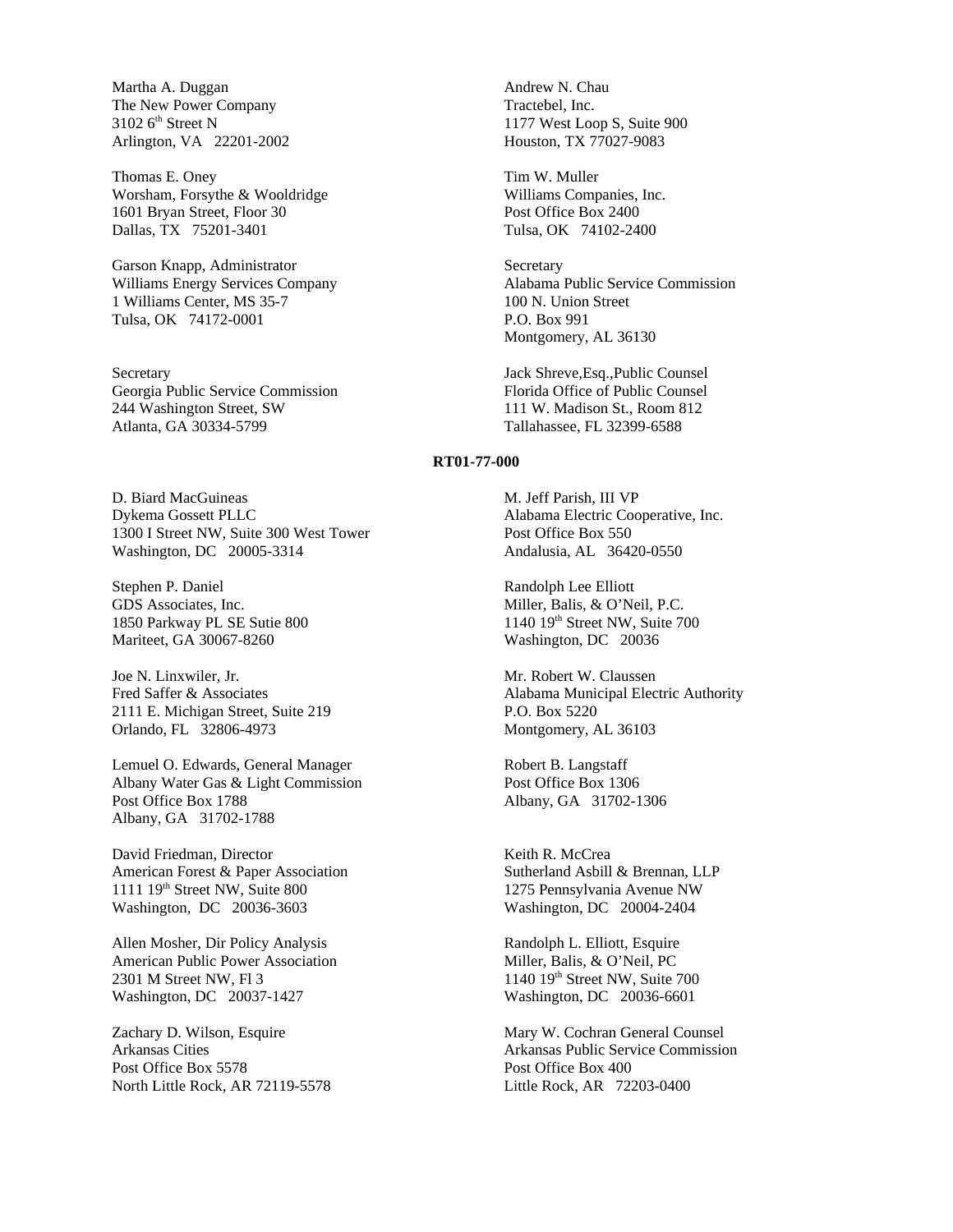Martha A. Duggan
The New Power Company
3102 6th Street N
Arlington, VA 22201-2002

Andrew N. Chau
Tractebel, Inc.
1177 West Loop S, Suite 900
Houston, TX 77027-9083

Thomas E. Oney
Worsham, Forsythe & Wooldridge
1601 Bryan Street, Floor 30
Dallas, TX 75201-3401

Tim W. Muller
Williams Companies, Inc.
Post Office Box 2400
Tulsa, OK 74102-2400

Garson Knapp, Administrator
Williams Energy Services Company
1 Williams Center, MS 35-7
Tulsa, OK 74172-0001

Secretary
Alabama Public Service Commission
100 N. Union Street
P.O. Box 991
Montgomery, AL 36130

Secretary
Georgia Public Service Commission
244 Washington Street, SW
Atlanta, GA 30334-5799

Jack Shreve,Esq.,Public Counsel
Florida Office of Public Counsel
111 W. Madison St., Room 812
Tallahassee, FL 32399-6588

**RT01-77-000**

D. Biard MacGuineas
Dykema Gossett PLLC
1300 I Street NW, Suite 300 West Tower
Washington, DC 20005-3314

M. Jeff Parish, III VP
Alabama Electric Cooperative, Inc.
Post Office Box 550
Andalusia, AL 36420-0550

Stephen P. Daniel
GDS Associates, Inc.
1850 Parkway PL SE Sutie 800
Mariteet, GA 30067-8260

Randolph Lee Elliott
Miller, Balis, & O'Neil, P.C.
1140 19th Street NW, Suite 700
Washington, DC 20036

Joe N. Linxwiler, Jr.
Fred Saffer & Associates
2111 E. Michigan Street, Suite 219
Orlando, FL 32806-4973

Mr. Robert W. Claussen
Alabama Municipal Electric Authority
P.O. Box 5220
Montgomery, AL 36103

Lemuel O. Edwards, General Manager
Albany Water Gas & Light Commission
Post Office Box 1788
Albany, GA 31702-1788

Robert B. Langstaff
Post Office Box 1306
Albany, GA 31702-1306

David Friedman, Director
American Forest & Paper Association
1111 19th Street NW, Suite 800
Washington, DC 20036-3603

Keith R. McCrea
Sutherland Asbill & Brennan, LLP
1275 Pennsylvania Avenue NW
Washington, DC 20004-2404

Allen Mosher, Dir Policy Analysis
American Public Power Association
2301 M Street NW, Fl 3
Washington, DC 20037-1427

Randolph L. Elliott, Esquire
Miller, Balis, & O'Neil, PC
1140 19th Street NW, Suite 700
Washington, DC 20036-6601

Zachary D. Wilson, Esquire
Arkansas Cities
Post Office Box 5578
North Little Rock, AR 72119-5578

Mary W. Cochran General Counsel
Arkansas Public Service Commission
Post Office Box 400
Little Rock, AR 72203-0400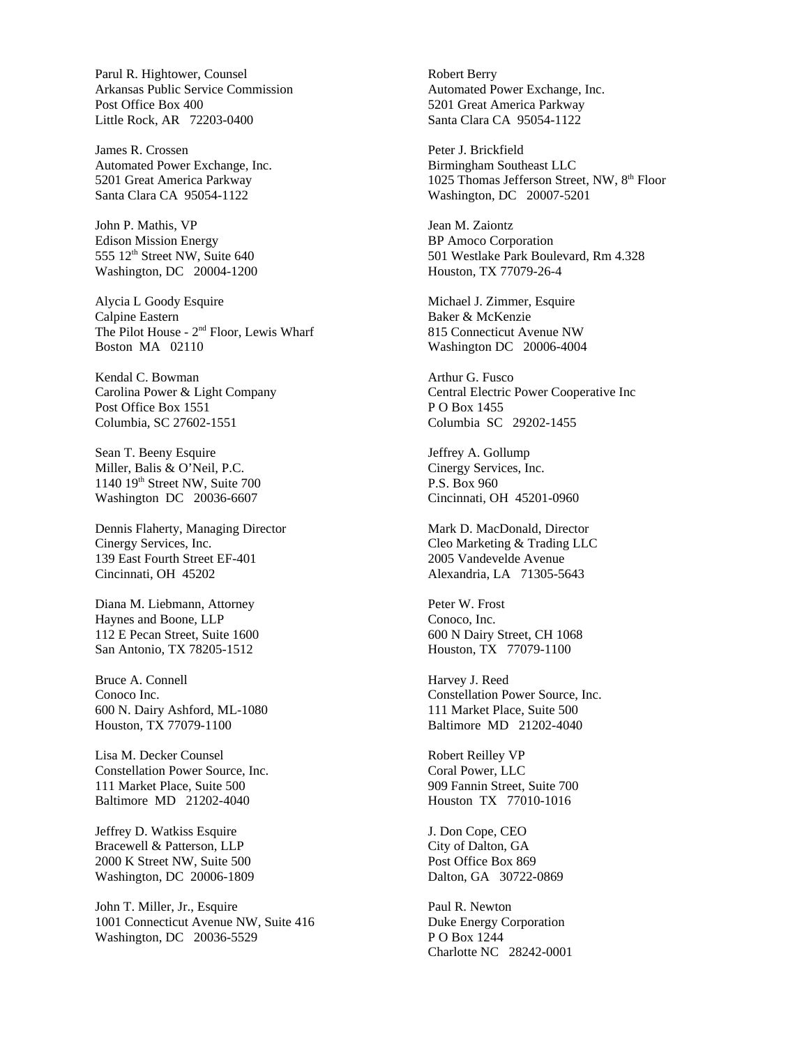Parul R. Hightower, Counsel
Arkansas Public Service Commission
Post Office Box 400
Little Rock, AR 72203-0400

James R. Crossen
Automated Power Exchange, Inc.
5201 Great America Parkway
Santa Clara CA 95054-1122

John P. Mathis, VP
Edison Mission Energy
555 12th Street NW, Suite 640
Washington, DC 20004-1200

Alycia L Goody Esquire
Calpine Eastern
The Pilot House - 2nd Floor, Lewis Wharf
Boston MA 02110

Kendal C. Bowman
Carolina Power & Light Company
Post Office Box 1551
Columbia, SC 27602-1551

Sean T. Beeny Esquire
Miller, Balis & O'Neil, P.C.
1140 19th Street NW, Suite 700
Washington DC 20036-6607

Dennis Flaherty, Managing Director
Cinergy Services, Inc.
139 East Fourth Street EF-401
Cincinnati, OH 45202

Diana M. Liebmann, Attorney
Haynes and Boone, LLP
112 E Pecan Street, Suite 1600
San Antonio, TX 78205-1512

Bruce A. Connell
Conoco Inc.
600 N. Dairy Ashford, ML-1080
Houston, TX 77079-1100

Lisa M. Decker Counsel
Constellation Power Source, Inc.
111 Market Place, Suite 500
Baltimore MD 21202-4040

Jeffrey D. Watkiss Esquire
Bracewell & Patterson, LLP
2000 K Street NW, Suite 500
Washington, DC 20006-1809

John T. Miller, Jr., Esquire
1001 Connecticut Avenue NW, Suite 416
Washington, DC 20036-5529

Robert Berry
Automated Power Exchange, Inc.
5201 Great America Parkway
Santa Clara CA 95054-1122

Peter J. Brickfield
Birmingham Southeast LLC
1025 Thomas Jefferson Street, NW, 8th Floor
Washington, DC 20007-5201

Jean M. Zaiontz
BP Amoco Corporation
501 Westlake Park Boulevard, Rm 4.328
Houston, TX 77079-26-4

Michael J. Zimmer, Esquire
Baker & McKenzie
815 Connecticut Avenue NW
Washington DC 20006-4004

Arthur G. Fusco
Central Electric Power Cooperative Inc
P O Box 1455
Columbia SC 29202-1455

Jeffrey A. Gollump
Cinergy Services, Inc.
P.S. Box 960
Cincinnati, OH 45201-0960

Mark D. MacDonald, Director
Cleo Marketing & Trading LLC
2005 Vandevelde Avenue
Alexandria, LA 71305-5643

Peter W. Frost
Conoco, Inc.
600 N Dairy Street, CH 1068
Houston, TX 77079-1100

Harvey J. Reed
Constellation Power Source, Inc.
111 Market Place, Suite 500
Baltimore MD 21202-4040

Robert Reilley VP
Coral Power, LLC
909 Fannin Street, Suite 700
Houston TX 77010-1016

J. Don Cope, CEO
City of Dalton, GA
Post Office Box 869
Dalton, GA 30722-0869

Paul R. Newton
Duke Energy Corporation
P O Box 1244
Charlotte NC 28242-0001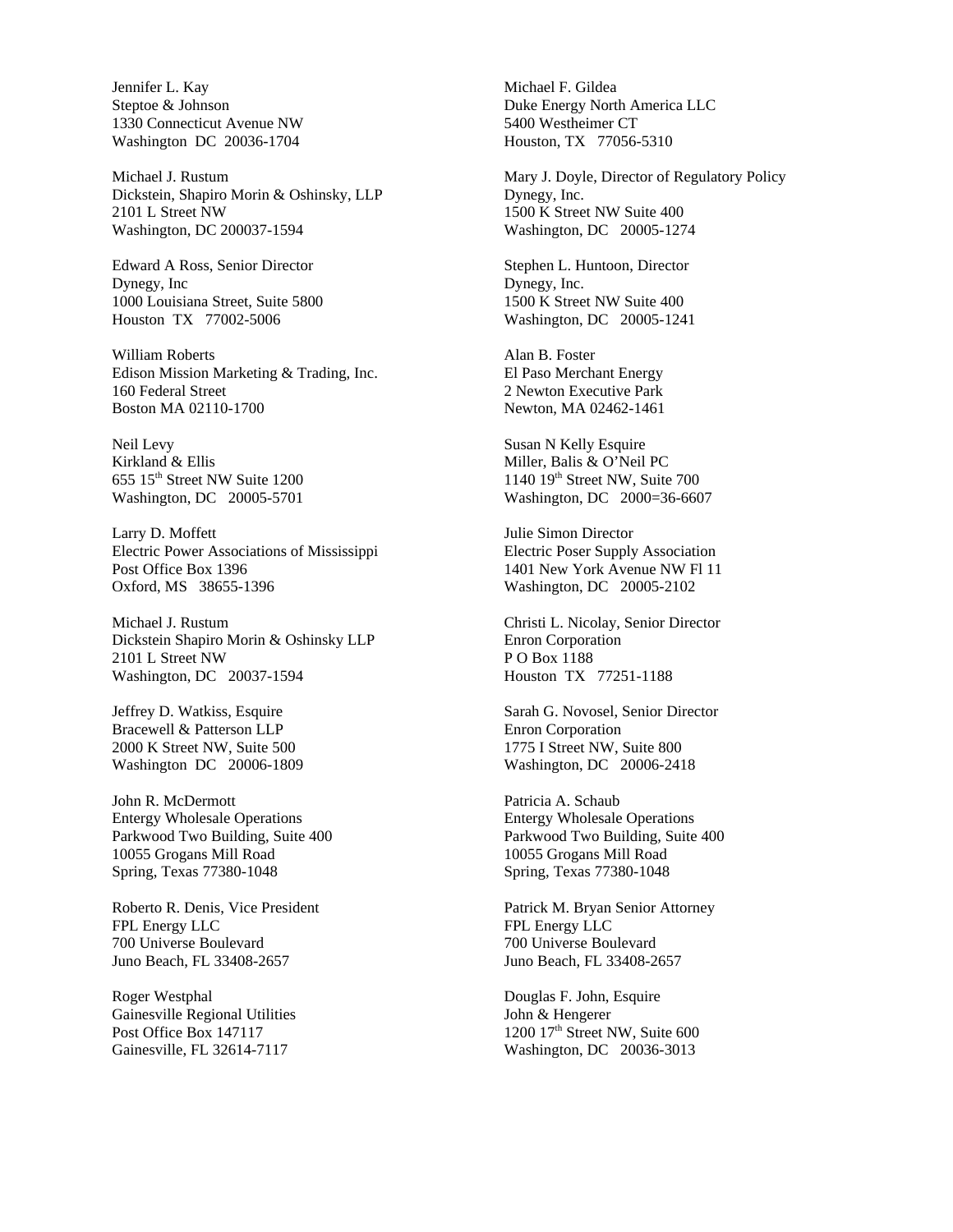Jennifer L. Kay
Steptoe & Johnson
1330 Connecticut Avenue NW
Washington DC 20036-1704

Michael J. Rustum
Dickstein, Shapiro Morin & Oshinsky, LLP
2101 L Street NW
Washington, DC 200037-1594

Edward A Ross, Senior Director
Dynegy, Inc
1000 Louisiana Street, Suite 5800
Houston TX 77002-5006

William Roberts
Edison Mission Marketing & Trading, Inc.
160 Federal Street
Boston MA 02110-1700

Neil Levy
Kirkland & Ellis
655 15th Street NW Suite 1200
Washington, DC 20005-5701

Larry D. Moffett
Electric Power Associations of Mississippi
Post Office Box 1396
Oxford, MS 38655-1396

Michael J. Rustum
Dickstein Shapiro Morin & Oshinsky LLP
2101 L Street NW
Washington, DC 20037-1594

Jeffrey D. Watkiss, Esquire
Bracewell & Patterson LLP
2000 K Street NW, Suite 500
Washington DC 20006-1809

John R. McDermott
Entergy Wholesale Operations
Parkwood Two Building, Suite 400
10055 Grogans Mill Road
Spring, Texas 77380-1048

Roberto R. Denis, Vice President
FPL Energy LLC
700 Universe Boulevard
Juno Beach, FL 33408-2657

Roger Westphal
Gainesville Regional Utilities
Post Office Box 147117
Gainesville, FL 32614-7117

Michael F. Gildea
Duke Energy North America LLC
5400 Westheimer CT
Houston, TX 77056-5310

Mary J. Doyle, Director of Regulatory Policy
Dynegy, Inc.
1500 K Street NW Suite 400
Washington, DC 20005-1274

Stephen L. Huntoon, Director
Dynegy, Inc.
1500 K Street NW Suite 400
Washington, DC 20005-1241

Alan B. Foster
El Paso Merchant Energy
2 Newton Executive Park
Newton, MA 02462-1461

Susan N Kelly Esquire
Miller, Balis & O'Neil PC
1140 19th Street NW, Suite 700
Washington, DC 2000=36-6607

Julie Simon Director
Electric Poser Supply Association
1401 New York Avenue NW Fl 11
Washington, DC 20005-2102

Christi L. Nicolay, Senior Director
Enron Corporation
P O Box 1188
Houston TX 77251-1188

Sarah G. Novosel, Senior Director
Enron Corporation
1775 I Street NW, Suite 800
Washington, DC 20006-2418

Patricia A. Schaub
Entergy Wholesale Operations
Parkwood Two Building, Suite 400
10055 Grogans Mill Road
Spring, Texas 77380-1048

Patrick M. Bryan Senior Attorney
FPL Energy LLC
700 Universe Boulevard
Juno Beach, FL 33408-2657

Douglas F. John, Esquire
John & Hengerer
1200 17th Street NW, Suite 600
Washington, DC 20036-3013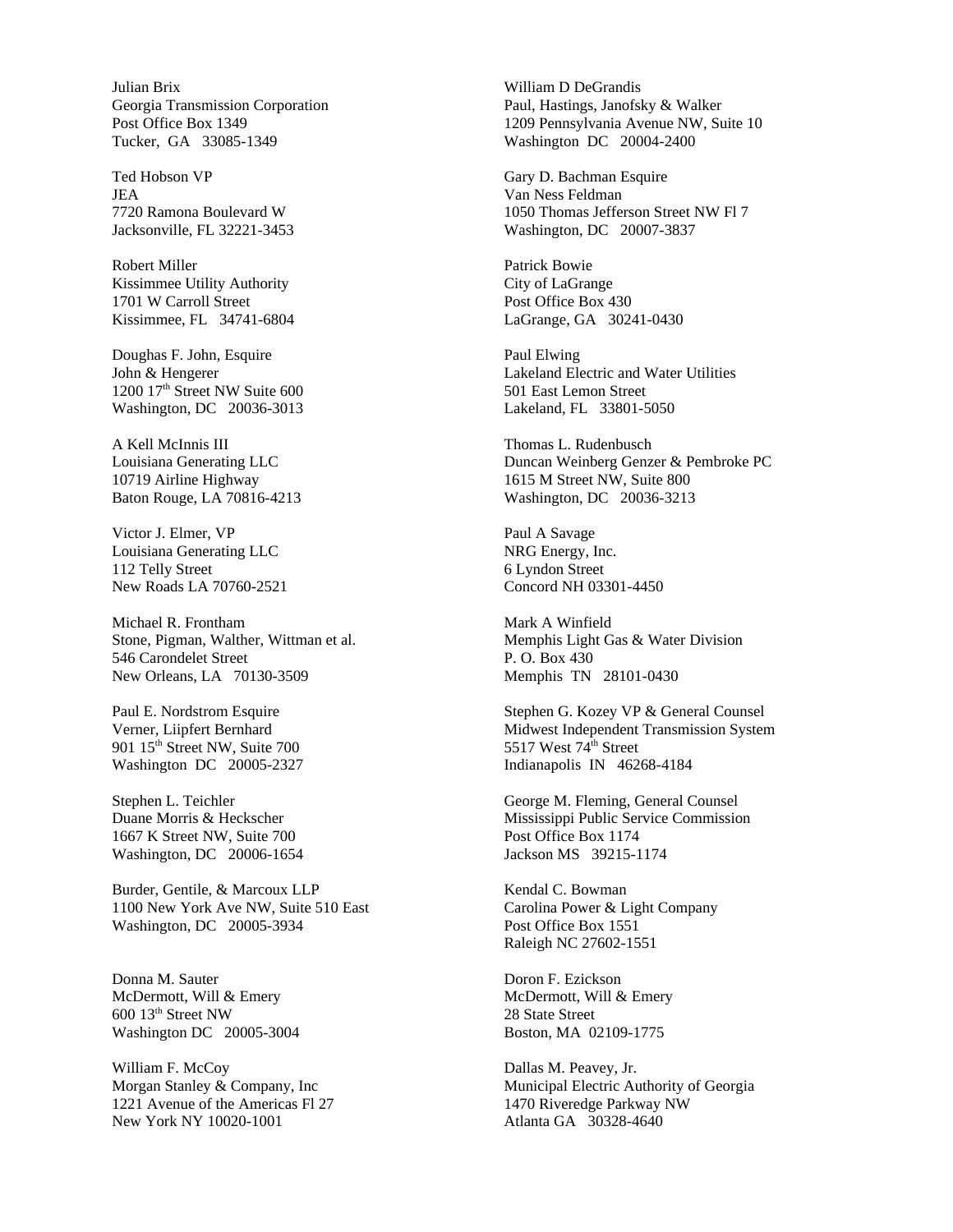Julian Brix
Georgia Transmission Corporation
Post Office Box 1349
Tucker, GA 33085-1349

Ted Hobson VP
JEA
7720 Ramona Boulevard W
Jacksonville, FL 32221-3453

Robert Miller
Kissimmee Utility Authority
1701 W Carroll Street
Kissimmee, FL 34741-6804

Doughas F. John, Esquire
John & Hengerer
1200 17th Street NW Suite 600
Washington, DC 20036-3013

A Kell McInnis III
Louisiana Generating LLC
10719 Airline Highway
Baton Rouge, LA 70816-4213

Victor J. Elmer, VP
Louisiana Generating LLC
112 Telly Street
New Roads LA 70760-2521

Michael R. Frontham
Stone, Pigman, Walther, Wittman et al.
546 Carondelet Street
New Orleans, LA 70130-3509

Paul E. Nordstrom Esquire
Verner, Liipfert Bernhard
901 15th Street NW, Suite 700
Washington DC 20005-2327

Stephen L. Teichler
Duane Morris & Heckscher
1667 K Street NW, Suite 700
Washington, DC 20006-1654

Burder, Gentile, & Marcoux LLP
1100 New York Ave NW, Suite 510 East
Washington, DC 20005-3934

Donna M. Sauter
McDermott, Will & Emery
600 13th Street NW
Washington DC 20005-3004

William F. McCoy
Morgan Stanley & Company, Inc
1221 Avenue of the Americas Fl 27
New York NY 10020-1001

William D DeGrandis
Paul, Hastings, Janofsky & Walker
1209 Pennsylvania Avenue NW, Suite 10
Washington DC 20004-2400

Gary D. Bachman Esquire
Van Ness Feldman
1050 Thomas Jefferson Street NW Fl 7
Washington, DC 20007-3837

Patrick Bowie
City of LaGrange
Post Office Box 430
LaGrange, GA 30241-0430

Paul Elwing
Lakeland Electric and Water Utilities
501 East Lemon Street
Lakeland, FL 33801-5050

Thomas L. Rudenbusch
Duncan Weinberg Genzer & Pembroke PC
1615 M Street NW, Suite 800
Washington, DC 20036-3213

Paul A Savage
NRG Energy, Inc.
6 Lyndon Street
Concord NH 03301-4450

Mark A Winfield
Memphis Light Gas & Water Division
P. O. Box 430
Memphis TN 28101-0430

Stephen G. Kozey VP & General Counsel
Midwest Independent Transmission System
5517 West 74th Street
Indianapolis IN 46268-4184

George M. Fleming, General Counsel
Mississippi Public Service Commission
Post Office Box 1174
Jackson MS 39215-1174

Kendal C. Bowman
Carolina Power & Light Company
Post Office Box 1551
Raleigh NC 27602-1551

Doron F. Ezickson
McDermott, Will & Emery
28 State Street
Boston, MA 02109-1775

Dallas M. Peavey, Jr.
Municipal Electric Authority of Georgia
1470 Riveredge Parkway NW
Atlanta GA 30328-4640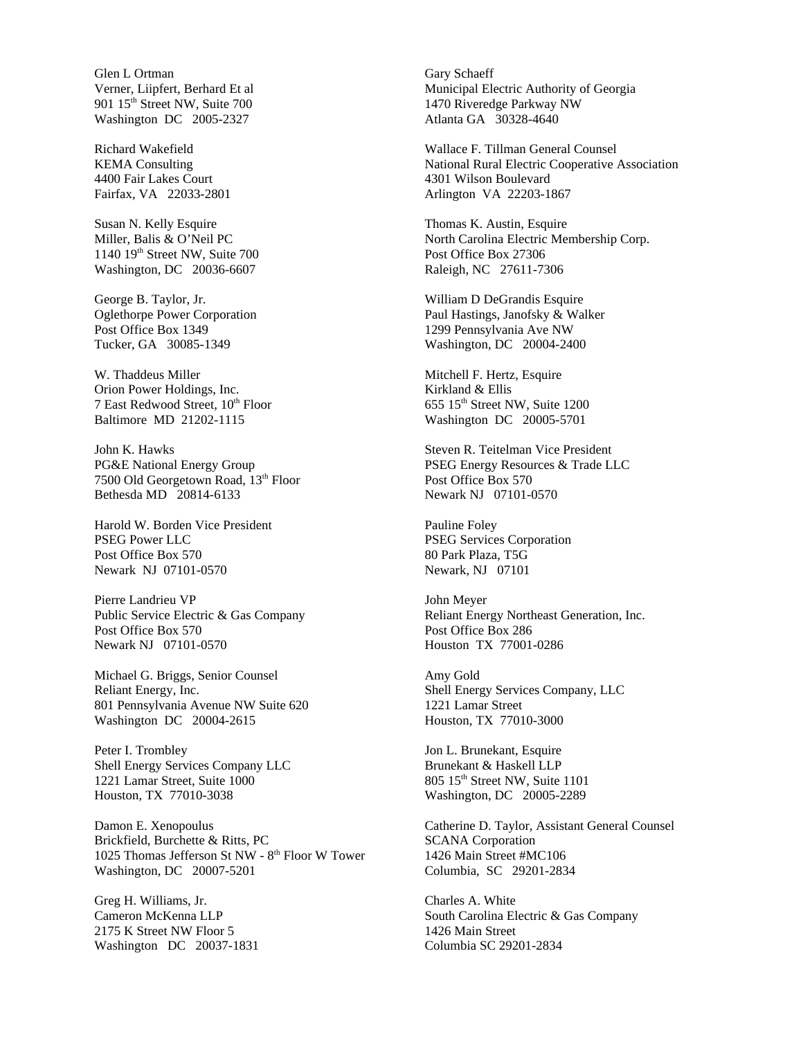Glen L Ortman
Verner, Liipfert, Berhard Et al
901 15th Street NW, Suite 700
Washington DC 2005-2327

Richard Wakefield
KEMA Consulting
4400 Fair Lakes Court
Fairfax, VA 22033-2801

Susan N. Kelly Esquire
Miller, Balis & O'Neil PC
1140 19th Street NW, Suite 700
Washington, DC 20036-6607

George B. Taylor, Jr.
Oglethorpe Power Corporation
Post Office Box 1349
Tucker, GA 30085-1349

W. Thaddeus Miller
Orion Power Holdings, Inc.
7 East Redwood Street, 10th Floor
Baltimore MD 21202-1115

John K. Hawks
PG&E National Energy Group
7500 Old Georgetown Road, 13th Floor
Bethesda MD 20814-6133

Harold W. Borden Vice President
PSEG Power LLC
Post Office Box 570
Newark NJ 07101-0570

Pierre Landrieu VP
Public Service Electric & Gas Company
Post Office Box 570
Newark NJ 07101-0570

Michael G. Briggs, Senior Counsel
Reliant Energy, Inc.
801 Pennsylvania Avenue NW Suite 620
Washington DC 20004-2615

Peter I. Trombley
Shell Energy Services Company LLC
1221 Lamar Street, Suite 1000
Houston, TX 77010-3038

Damon E. Xenopoulus
Brickfield, Burchette & Ritts, PC
1025 Thomas Jefferson St NW - 8th Floor W Tower
Washington, DC 20007-5201

Greg H. Williams, Jr.
Cameron McKenna LLP
2175 K Street NW Floor 5
Washington DC 20037-1831

Gary Schaeff
Municipal Electric Authority of Georgia
1470 Riveredge Parkway NW
Atlanta GA 30328-4640

Wallace F. Tillman General Counsel
National Rural Electric Cooperative Association
4301 Wilson Boulevard
Arlington VA 22203-1867

Thomas K. Austin, Esquire
North Carolina Electric Membership Corp.
Post Office Box 27306
Raleigh, NC 27611-7306

William D DeGrandis Esquire
Paul Hastings, Janofsky & Walker
1299 Pennsylvania Ave NW
Washington, DC 20004-2400

Mitchell F. Hertz, Esquire
Kirkland & Ellis
655 15th Street NW, Suite 1200
Washington DC 20005-5701

Steven R. Teitelman Vice President
PSEG Energy Resources & Trade LLC
Post Office Box 570
Newark NJ 07101-0570

Pauline Foley
PSEG Services Corporation
80 Park Plaza, T5G
Newark, NJ 07101

John Meyer
Reliant Energy Northeast Generation, Inc.
Post Office Box 286
Houston TX 77001-0286

Amy Gold
Shell Energy Services Company, LLC
1221 Lamar Street
Houston, TX 77010-3000

Jon L. Brunekant, Esquire
Brunekant & Haskell LLP
805 15th Street NW, Suite 1101
Washington, DC 20005-2289

Catherine D. Taylor, Assistant General Counsel
SCANA Corporation
1426 Main Street #MC106
Columbia, SC 29201-2834

Charles A. White
South Carolina Electric & Gas Company
1426 Main Street
Columbia SC 29201-2834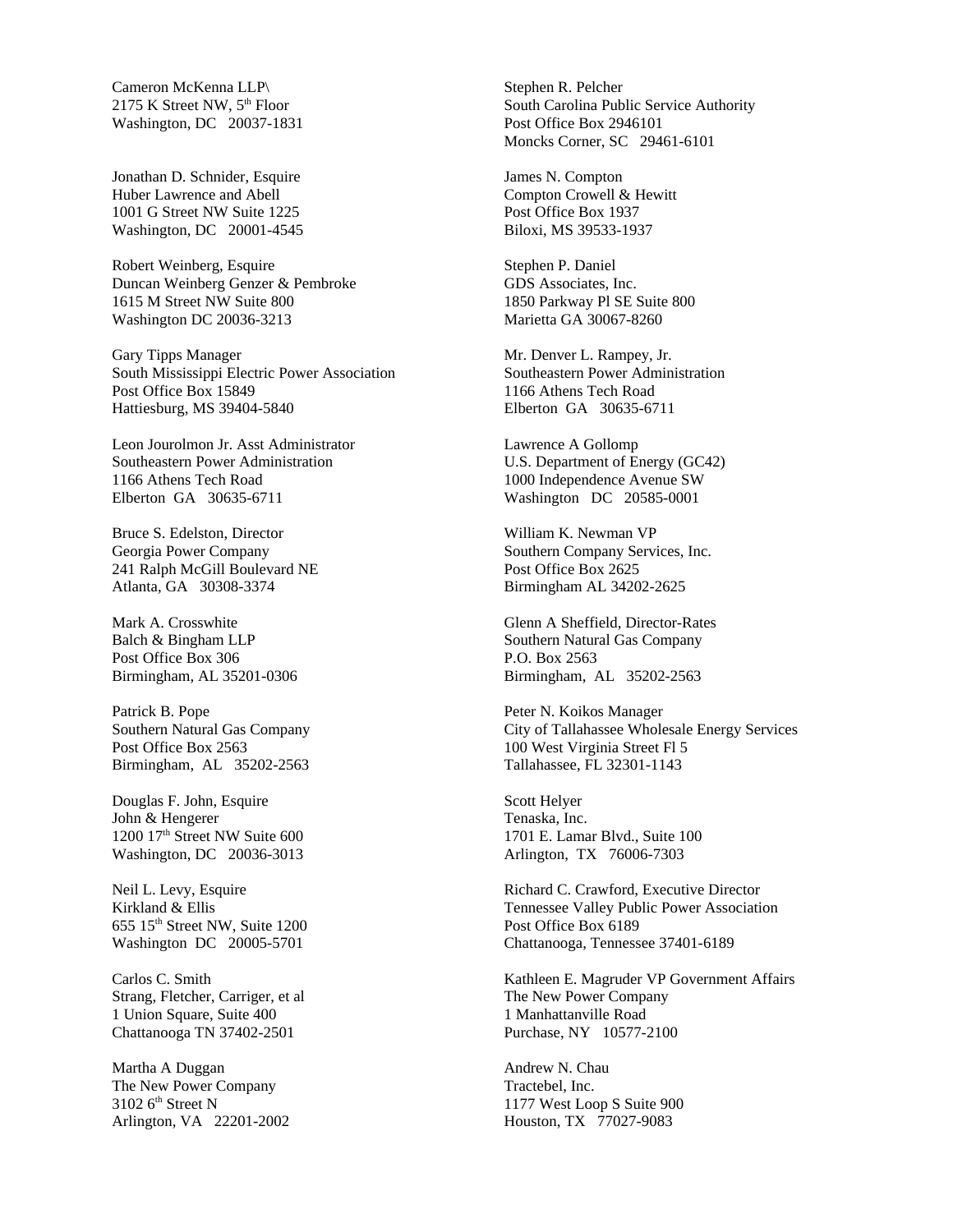Cameron McKenna LLP\
2175 K Street NW, 5th Floor
Washington, DC 20037-1831

Jonathan D. Schnider, Esquire
Huber Lawrence and Abell
1001 G Street NW Suite 1225
Washington, DC 20001-4545

Robert Weinberg, Esquire
Duncan Weinberg Genzer & Pembroke
1615 M Street NW Suite 800
Washington DC 20036-3213

Gary Tipps Manager
South Mississippi Electric Power Association
Post Office Box 15849
Hattiesburg, MS 39404-5840

Leon Jourolmon Jr. Asst Administrator
Southeastern Power Administration
1166 Athens Tech Road
Elberton GA 30635-6711

Bruce S. Edelston, Director
Georgia Power Company
241 Ralph McGill Boulevard NE
Atlanta, GA 30308-3374

Mark A. Crosswhite
Balch & Bingham LLP
Post Office Box 306
Birmingham, AL 35201-0306

Patrick B. Pope
Southern Natural Gas Company
Post Office Box 2563
Birmingham, AL 35202-2563

Douglas F. John, Esquire
John & Hengerer
1200 17th Street NW Suite 600
Washington, DC 20036-3013

Neil L. Levy, Esquire
Kirkland & Ellis
655 15th Street NW, Suite 1200
Washington DC 20005-5701

Carlos C. Smith
Strang, Fletcher, Carriger, et al
1 Union Square, Suite 400
Chattanooga TN 37402-2501

Martha A Duggan
The New Power Company
3102 6th Street N
Arlington, VA 22201-2002

Stephen R. Pelcher
South Carolina Public Service Authority
Post Office Box 2946101
Moncks Corner, SC 29461-6101

James N. Compton
Compton Crowell & Hewitt
Post Office Box 1937
Biloxi, MS 39533-1937

Stephen P. Daniel
GDS Associates, Inc.
1850 Parkway Pl SE Suite 800
Marietta GA 30067-8260

Mr. Denver L. Rampey, Jr.
Southeastern Power Administration
1166 Athens Tech Road
Elberton GA 30635-6711

Lawrence A Gollomp
U.S. Department of Energy (GC42)
1000 Independence Avenue SW
Washington DC 20585-0001

William K. Newman VP
Southern Company Services, Inc.
Post Office Box 2625
Birmingham AL 34202-2625

Glenn A Sheffield, Director-Rates
Southern Natural Gas Company
P.O. Box 2563
Birmingham, AL 35202-2563

Peter N. Koikos Manager
City of Tallahassee Wholesale Energy Services
100 West Virginia Street Fl 5
Tallahassee, FL 32301-1143

Scott Helyer
Tenaska, Inc.
1701 E. Lamar Blvd., Suite 100
Arlington, TX 76006-7303

Richard C. Crawford, Executive Director
Tennessee Valley Public Power Association
Post Office Box 6189
Chattanooga, Tennessee 37401-6189

Kathleen E. Magruder VP Government Affairs
The New Power Company
1 Manhattanville Road
Purchase, NY 10577-2100

Andrew N. Chau
Tractebel, Inc.
1177 West Loop S Suite 900
Houston, TX 77027-9083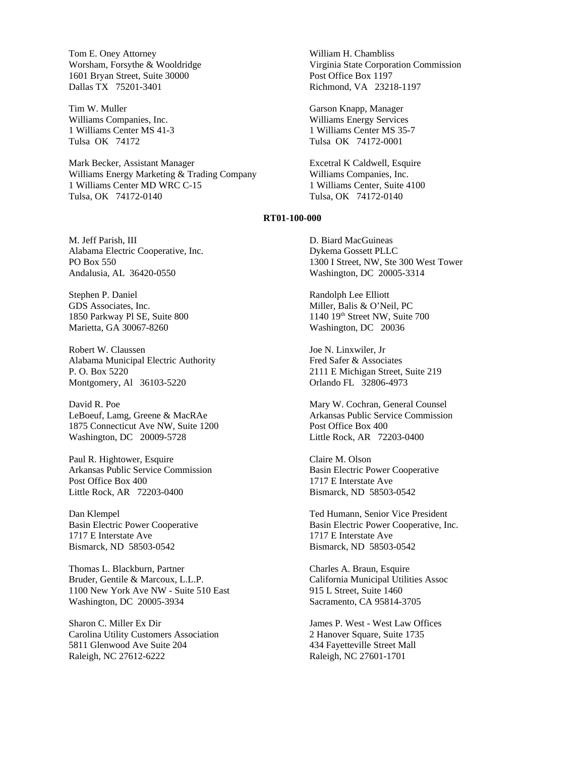Tom E. Oney Attorney
Worsham, Forsythe & Wooldridge
1601 Bryan Street, Suite 30000
Dallas TX 75201-3401

William H. Chambliss
Virginia State Corporation Commission
Post Office Box 1197
Richmond, VA 23218-1197

Tim W. Muller
Williams Companies, Inc.
1 Williams Center MS 41-3
Tulsa OK 74172

Garson Knapp, Manager
Williams Energy Services
1 Williams Center MS 35-7
Tulsa OK 74172-0001

Mark Becker, Assistant Manager
Williams Energy Marketing & Trading Company
1 Williams Center MD WRC C-15
Tulsa, OK 74172-0140

Excetral K Caldwell, Esquire
Williams Companies, Inc.
1 Williams Center, Suite 4100
Tulsa, OK 74172-0140

**RT01-100-000**

M. Jeff Parish, III
Alabama Electric Cooperative, Inc.
PO Box 550
Andalusia, AL 36420-0550

D. Biard MacGuineas
Dykema Gossett PLLC
1300 I Street, NW, Ste 300 West Tower
Washington, DC 20005-3314

Stephen P. Daniel
GDS Associates, Inc.
1850 Parkway Pl SE, Suite 800
Marietta, GA 30067-8260

Randolph Lee Elliott
Miller, Balis & O'Neil, PC
1140 19th Street NW, Suite 700
Washington, DC 20036

Robert W. Claussen
Alabama Municipal Electric Authority
P. O. Box 5220
Montgomery, Al 36103-5220

Joe N. Linxwiler, Jr
Fred Safer & Associates
2111 E Michigan Street, Suite 219
Orlando FL 32806-4973

David R. Poe
LeBoeuf, Lamg, Greene & MacRAe
1875 Connecticut Ave NW, Suite 1200
Washington, DC 20009-5728

Mary W. Cochran, General Counsel
Arkansas Public Service Commission
Post Office Box 400
Little Rock, AR 72203-0400

Paul R. Hightower, Esquire
Arkansas Public Service Commission
Post Office Box 400
Little Rock, AR 72203-0400

Claire M. Olson
Basin Electric Power Cooperative
1717 E Interstate Ave
Bismarck, ND 58503-0542

Dan Klempel
Basin Electric Power Cooperative
1717 E Interstate Ave
Bismarck, ND 58503-0542

Ted Humann, Senior Vice President
Basin Electric Power Cooperative, Inc.
1717 E Interstate Ave
Bismarck, ND 58503-0542

Thomas L. Blackburn, Partner
Bruder, Gentile & Marcoux, L.L.P.
1100 New York Ave NW - Suite 510 East
Washington, DC 20005-3934

Charles A. Braun, Esquire
California Municipal Utilities Assoc
915 L Street, Suite 1460
Sacramento, CA 95814-3705

Sharon C. Miller Ex Dir
Carolina Utility Customers Association
5811 Glenwood Ave Suite 204
Raleigh, NC 27612-6222

James P. West - West Law Offices
2 Hanover Square, Suite 1735
434 Fayetteville Street Mall
Raleigh, NC 27601-1701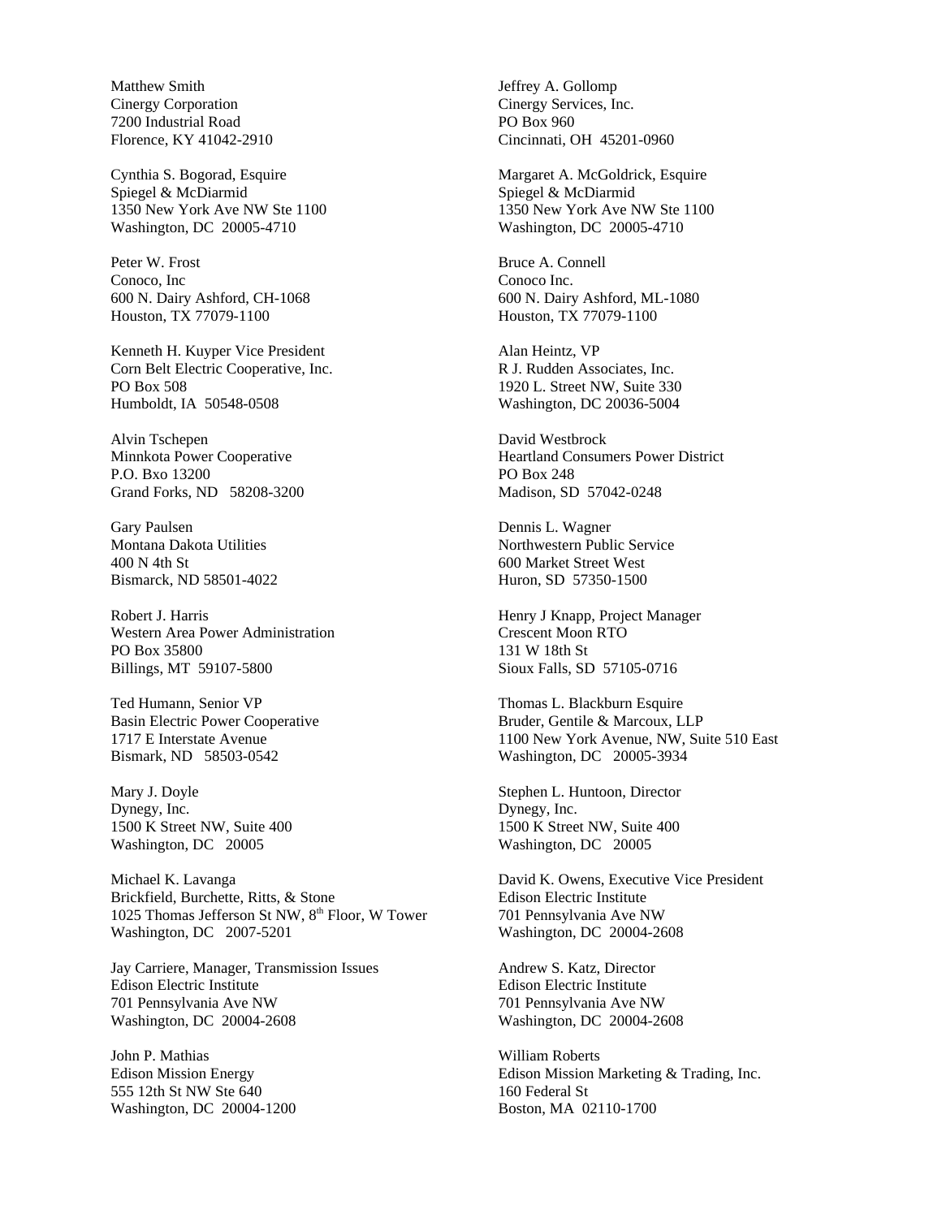Matthew Smith
Cinergy Corporation
7200 Industrial Road
Florence, KY 41042-2910

Jeffrey A. Gollomp
Cinergy Services, Inc.
PO Box 960
Cincinnati, OH 45201-0960

Cynthia S. Bogorad, Esquire
Spiegel & McDiarmid
1350 New York Ave NW Ste 1100
Washington, DC 20005-4710

Margaret A. McGoldrick, Esquire
Spiegel & McDiarmid
1350 New York Ave NW Ste 1100
Washington, DC 20005-4710

Peter W. Frost
Conoco, Inc
600 N. Dairy Ashford, CH-1068
Houston, TX 77079-1100

Bruce A. Connell
Conoco Inc.
600 N. Dairy Ashford, ML-1080
Houston, TX 77079-1100

Kenneth H. Kuyper Vice President
Corn Belt Electric Cooperative, Inc.
PO Box 508
Humboldt, IA 50548-0508

Alan Heintz, VP
R J. Rudden Associates, Inc.
1920 L. Street NW, Suite 330
Washington, DC 20036-5004

Alvin Tschepen
Minnkota Power Cooperative
P.O. Bxo 13200
Grand Forks, ND 58208-3200

David Westbrock
Heartland Consumers Power District
PO Box 248
Madison, SD 57042-0248

Gary Paulsen
Montana Dakota Utilities
400 N 4th St
Bismarck, ND 58501-4022

Dennis L. Wagner
Northwestern Public Service
600 Market Street West
Huron, SD 57350-1500

Robert J. Harris
Western Area Power Administration
PO Box 35800
Billings, MT 59107-5800

Henry J Knapp, Project Manager
Crescent Moon RTO
131 W 18th St
Sioux Falls, SD 57105-0716

Ted Humann, Senior VP
Basin Electric Power Cooperative
1717 E Interstate Avenue
Bismark, ND 58503-0542

Thomas L. Blackburn Esquire
Bruder, Gentile & Marcoux, LLP
1100 New York Avenue, NW, Suite 510 East
Washington, DC 20005-3934

Mary J. Doyle
Dynegy, Inc.
1500 K Street NW, Suite 400
Washington, DC 20005

Stephen L. Huntoon, Director
Dynegy, Inc.
1500 K Street NW, Suite 400
Washington, DC 20005

Michael K. Lavanga
Brickfield, Burchette, Ritts, & Stone
1025 Thomas Jefferson St NW, 8th Floor, W Tower
Washington, DC 2007-5201

David K. Owens, Executive Vice President
Edison Electric Institute
701 Pennsylvania Ave NW
Washington, DC 20004-2608

Jay Carriere, Manager, Transmission Issues
Edison Electric Institute
701 Pennsylvania Ave NW
Washington, DC 20004-2608

Andrew S. Katz, Director
Edison Electric Institute
701 Pennsylvania Ave NW
Washington, DC 20004-2608

John P. Mathias
Edison Mission Energy
555 12th St NW Ste 640
Washington, DC 20004-1200

William Roberts
Edison Mission Marketing & Trading, Inc.
160 Federal St
Boston, MA 02110-1700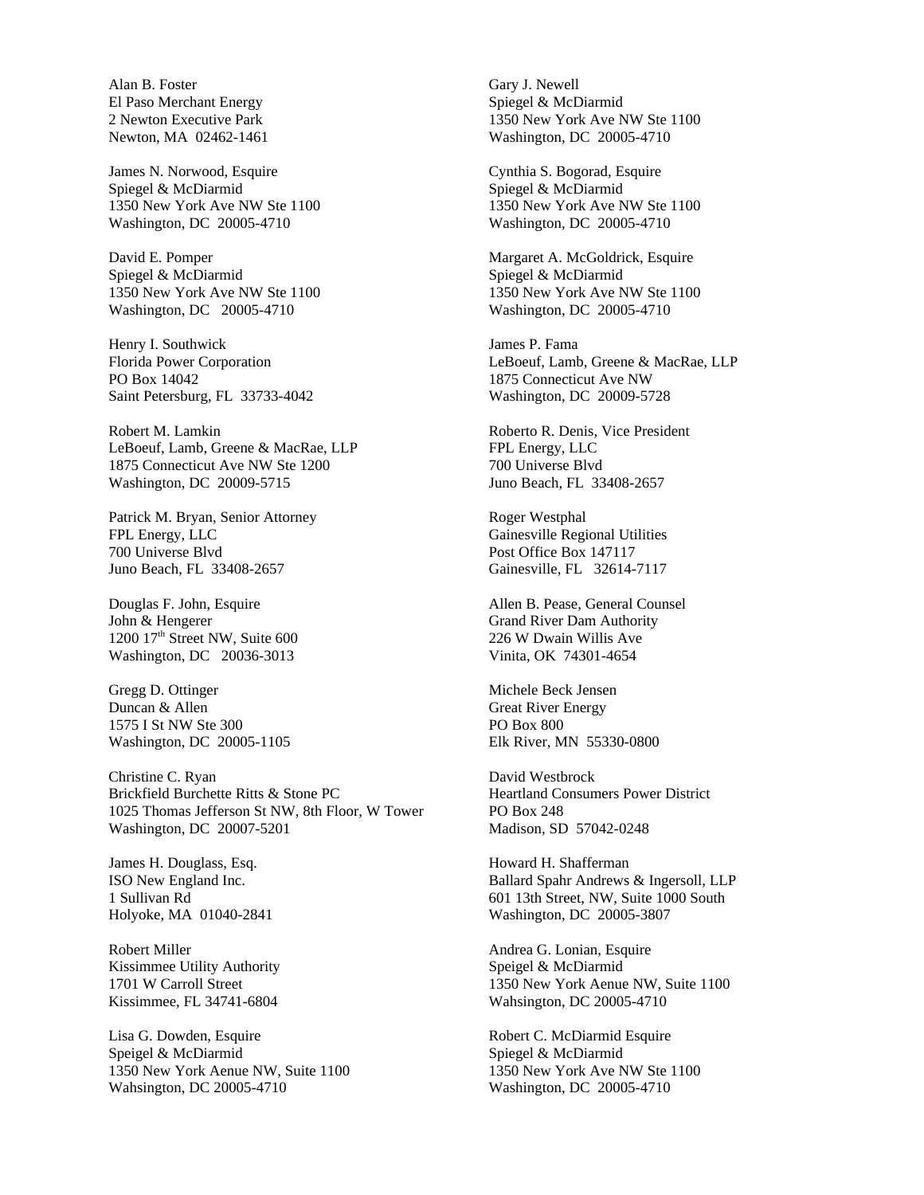Alan B. Foster
El Paso Merchant Energy
2 Newton Executive Park
Newton, MA  02462-1461

James N. Norwood, Esquire
Spiegel & McDiarmid
1350 New York Ave NW Ste 1100
Washington, DC  20005-4710

David E. Pomper
Spiegel & McDiarmid
1350 New York Ave NW Ste 1100
Washington, DC  20005-4710

Henry I. Southwick
Florida Power Corporation
PO Box 14042
Saint Petersburg, FL  33733-4042

Robert M. Lamkin
LeBoeuf, Lamb, Greene & MacRae, LLP
1875 Connecticut Ave NW Ste 1200
Washington, DC  20009-5715

Patrick M. Bryan, Senior Attorney
FPL Energy, LLC
700 Universe Blvd
Juno Beach, FL  33408-2657

Douglas F. John, Esquire
John & Hengerer
1200 17th Street NW, Suite 600
Washington, DC  20036-3013

Gregg D. Ottinger
Duncan & Allen
1575 I St NW Ste 300
Washington, DC  20005-1105

Christine C. Ryan
Brickfield Burchette Ritts & Stone PC
1025 Thomas Jefferson St NW, 8th Floor, W Tower
Washington, DC  20007-5201

James H. Douglass, Esq.
ISO New England Inc.
1 Sullivan Rd
Holyoke, MA  01040-2841

Robert Miller
Kissimmee Utility Authority
1701 W Carroll Street
Kissimmee, FL 34741-6804

Lisa G. Dowden, Esquire
Speigel & McDiarmid
1350 New York Aenue NW, Suite 1100
Wahsington, DC 20005-4710

Gary J. Newell
Spiegel & McDiarmid
1350 New York Ave NW Ste 1100
Washington, DC  20005-4710

Cynthia S. Bogorad, Esquire
Spiegel & McDiarmid
1350 New York Ave NW Ste 1100
Washington, DC  20005-4710

Margaret A. McGoldrick, Esquire
Spiegel & McDiarmid
1350 New York Ave NW Ste 1100
Washington, DC  20005-4710

James P. Fama
LeBoeuf, Lamb, Greene & MacRae, LLP
1875 Connecticut Ave NW
Washington, DC  20009-5728

Roberto R. Denis, Vice President
FPL Energy, LLC
700 Universe Blvd
Juno Beach, FL  33408-2657

Roger Westphal
Gainesville Regional Utilities
Post Office Box 147117
Gainesville, FL  32614-7117

Allen B. Pease, General Counsel
Grand River Dam Authority
226 W Dwain Willis Ave
Vinita, OK  74301-4654

Michele Beck Jensen
Great River Energy
PO Box 800
Elk River, MN  55330-0800

David Westbrock
Heartland Consumers Power District
PO Box 248
Madison, SD  57042-0248

Howard H. Shafferman
Ballard Spahr Andrews & Ingersoll, LLP
601 13th Street, NW, Suite 1000 South
Washington, DC  20005-3807

Andrea G. Lonian, Esquire
Speigel & McDiarmid
1350 New York Aenue NW, Suite 1100
Wahsington, DC 20005-4710

Robert C. McDiarmid Esquire
Spiegel & McDiarmid
1350 New York Ave NW Ste 1100
Washington, DC  20005-4710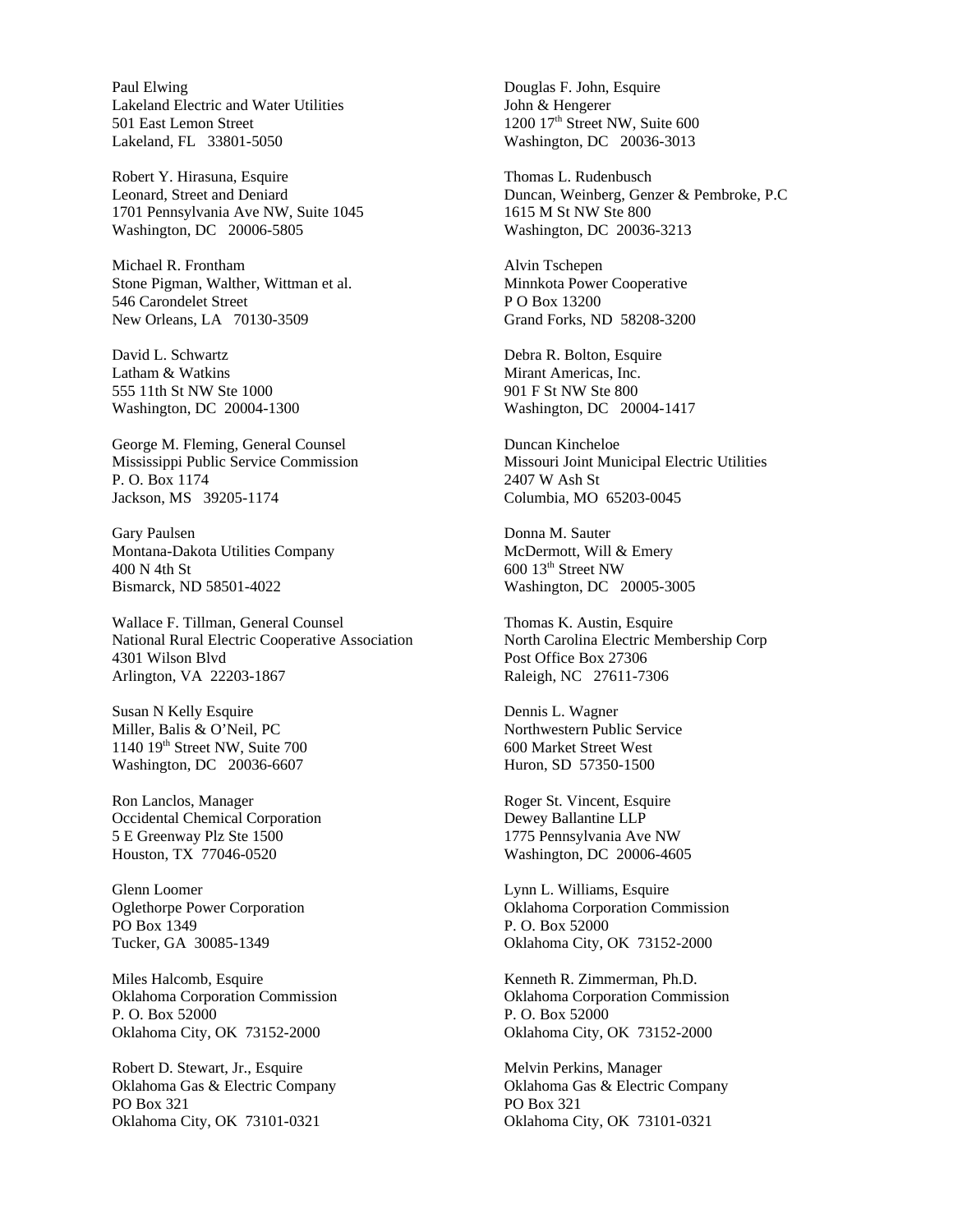Paul Elwing
Lakeland Electric and Water Utilities
501 East Lemon Street
Lakeland, FL 33801-5050

Robert Y. Hirasuna, Esquire
Leonard, Street and Deniard
1701 Pennsylvania Ave NW, Suite 1045
Washington, DC 20006-5805

Michael R. Frontham
Stone Pigman, Walther, Wittman et al.
546 Carondelet Street
New Orleans, LA 70130-3509

David L. Schwartz
Latham & Watkins
555 11th St NW Ste 1000
Washington, DC 20004-1300

George M. Fleming, General Counsel
Mississippi Public Service Commission
P. O. Box 1174
Jackson, MS 39205-1174

Gary Paulsen
Montana-Dakota Utilities Company
400 N 4th St
Bismarck, ND 58501-4022

Wallace F. Tillman, General Counsel
National Rural Electric Cooperative Association
4301 Wilson Blvd
Arlington, VA 22203-1867

Susan N Kelly Esquire
Miller, Balis & O'Neil, PC
1140 19th Street NW, Suite 700
Washington, DC 20036-6607

Ron Lanclos, Manager
Occidental Chemical Corporation
5 E Greenway Plz Ste 1500
Houston, TX 77046-0520

Glenn Loomer
Oglethorpe Power Corporation
PO Box 1349
Tucker, GA 30085-1349

Miles Halcomb, Esquire
Oklahoma Corporation Commission
P. O. Box 52000
Oklahoma City, OK 73152-2000

Robert D. Stewart, Jr., Esquire
Oklahoma Gas & Electric Company
PO Box 321
Oklahoma City, OK 73101-0321

Douglas F. John, Esquire
John & Hengerer
1200 17th Street NW, Suite 600
Washington, DC 20036-3013

Thomas L. Rudenbusch
Duncan, Weinberg, Genzer & Pembroke, P.C
1615 M St NW Ste 800
Washington, DC 20036-3213

Alvin Tschepen
Minnkota Power Cooperative
P O Box 13200
Grand Forks, ND 58208-3200

Debra R. Bolton, Esquire
Mirant Americas, Inc.
901 F St NW Ste 800
Washington, DC 20004-1417

Duncan Kincheloe
Missouri Joint Municipal Electric Utilities
2407 W Ash St
Columbia, MO 65203-0045

Donna M. Sauter
McDermott, Will & Emery
600 13th Street NW
Washington, DC 20005-3005

Thomas K. Austin, Esquire
North Carolina Electric Membership Corp
Post Office Box 27306
Raleigh, NC 27611-7306

Dennis L. Wagner
Northwestern Public Service
600 Market Street West
Huron, SD 57350-1500

Roger St. Vincent, Esquire
Dewey Ballantine LLP
1775 Pennsylvania Ave NW
Washington, DC 20006-4605

Lynn L. Williams, Esquire
Oklahoma Corporation Commission
P. O. Box 52000
Oklahoma City, OK 73152-2000

Kenneth R. Zimmerman, Ph.D.
Oklahoma Corporation Commission
P. O. Box 52000
Oklahoma City, OK 73152-2000

Melvin Perkins, Manager
Oklahoma Gas & Electric Company
PO Box 321
Oklahoma City, OK 73101-0321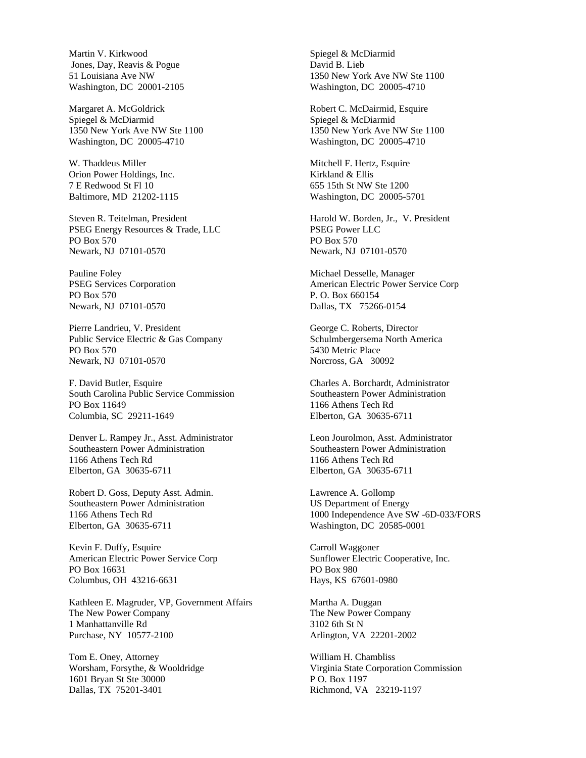Martin V. Kirkwood
Jones, Day, Reavis & Pogue
51 Louisiana Ave NW
Washington, DC 20001-2105

Spiegel & McDiarmid
David B. Lieb
1350 New York Ave NW Ste 1100
Washington, DC 20005-4710

Margaret A. McGoldrick
Spiegel & McDiarmid
1350 New York Ave NW Ste 1100
Washington, DC 20005-4710

Robert C. McDairmid, Esquire
Spiegel & McDiarmid
1350 New York Ave NW Ste 1100
Washington, DC 20005-4710

W. Thaddeus Miller
Orion Power Holdings, Inc.
7 E Redwood St Fl 10
Baltimore, MD 21202-1115

Mitchell F. Hertz, Esquire
Kirkland & Ellis
655 15th St NW Ste 1200
Washington, DC 20005-5701

Steven R. Teitelman, President
PSEG Energy Resources & Trade, LLC
PO Box 570
Newark, NJ 07101-0570

Harold W. Borden, Jr., V. President
PSEG Power LLC
PO Box 570
Newark, NJ 07101-0570

Pauline Foley
PSEG Services Corporation
PO Box 570
Newark, NJ 07101-0570

Michael Desselle, Manager
American Electric Power Service Corp
P. O. Box 660154
Dallas, TX 75266-0154

Pierre Landrieu, V. President
Public Service Electric & Gas Company
PO Box 570
Newark, NJ 07101-0570

George C. Roberts, Director
Schulmbergersema North America
5430 Metric Place
Norcross, GA 30092

F. David Butler, Esquire
South Carolina Public Service Commission
PO Box 11649
Columbia, SC 29211-1649

Charles A. Borchardt, Administrator
Southeastern Power Administration
1166 Athens Tech Rd
Elberton, GA 30635-6711

Denver L. Rampey Jr., Asst. Administrator
Southeastern Power Administration
1166 Athens Tech Rd
Elberton, GA 30635-6711

Leon Jourolmon, Asst. Administrator
Southeastern Power Administration
1166 Athens Tech Rd
Elberton, GA 30635-6711

Robert D. Goss, Deputy Asst. Admin.
Southeastern Power Administration
1166 Athens Tech Rd
Elberton, GA 30635-6711

Lawrence A. Gollomp
US Department of Energy
1000 Independence Ave SW -6D-033/FORS
Washington, DC 20585-0001

Kevin F. Duffy, Esquire
American Electric Power Service Corp
PO Box 16631
Columbus, OH 43216-6631

Carroll Waggoner
Sunflower Electric Cooperative, Inc.
PO Box 980
Hays, KS 67601-0980

Kathleen E. Magruder, VP, Government Affairs
The New Power Company
1 Manhattanville Rd
Purchase, NY 10577-2100

Martha A. Duggan
The New Power Company
3102 6th St N
Arlington, VA 22201-2002

Tom E. Oney, Attorney
Worsham, Forsythe, & Wooldridge
1601 Bryan St Ste 30000
Dallas, TX 75201-3401

William H. Chambliss
Virginia State Corporation Commission
P O. Box 1197
Richmond, VA 23219-1197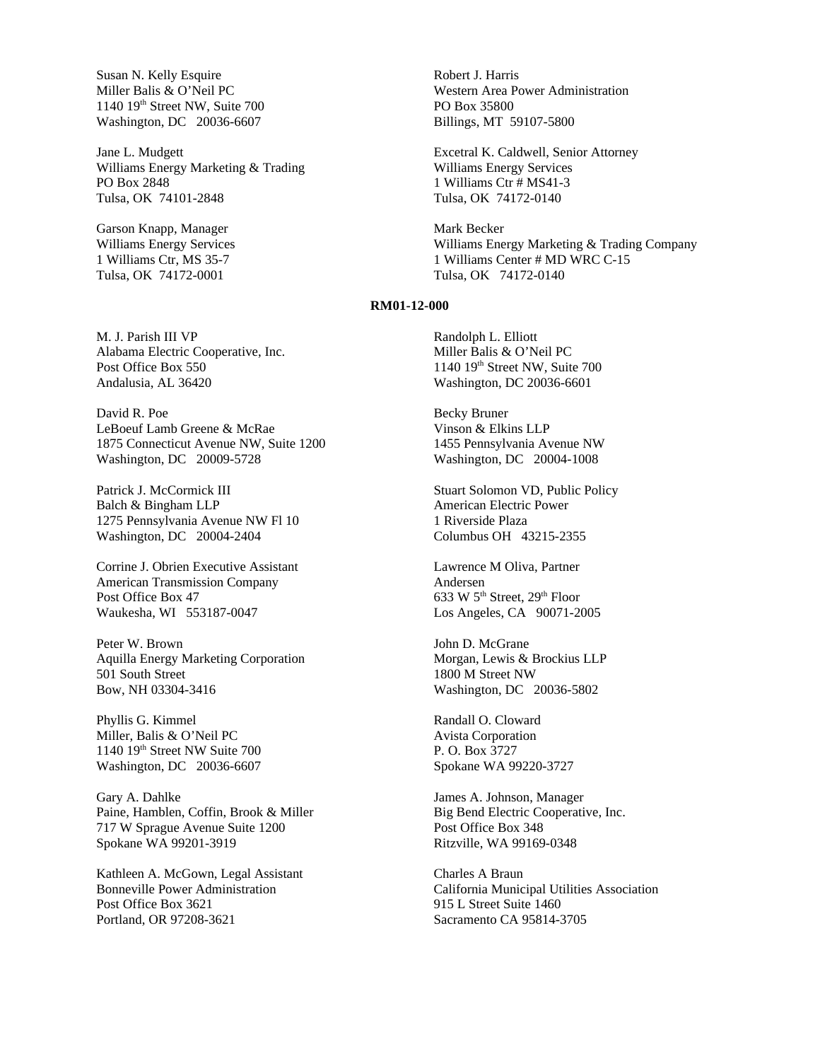Susan N. Kelly Esquire
Miller Balis & O'Neil PC
1140 19th Street NW, Suite 700
Washington, DC 20036-6607

Robert J. Harris
Western Area Power Administration
PO Box 35800
Billings, MT 59107-5800

Jane L. Mudgett
Williams Energy Marketing & Trading
PO Box 2848
Tulsa, OK 74101-2848

Excetral K. Caldwell, Senior Attorney
Williams Energy Services
1 Williams Ctr # MS41-3
Tulsa, OK 74172-0140

Garson Knapp, Manager
Williams Energy Services
1 Williams Ctr, MS 35-7
Tulsa, OK 74172-0001

Mark Becker
Williams Energy Marketing & Trading Company
1 Williams Center # MD WRC C-15
Tulsa, OK 74172-0140

**RM01-12-000**

M. J. Parish III VP
Alabama Electric Cooperative, Inc.
Post Office Box 550
Andalusia, AL 36420

Randolph L. Elliott
Miller Balis & O'Neil PC
1140 19th Street NW, Suite 700
Washington, DC 20036-6601

David R. Poe
LeBoeuf Lamb Greene & McRae
1875 Connecticut Avenue NW, Suite 1200
Washington, DC 20009-5728

Becky Bruner
Vinson & Elkins LLP
1455 Pennsylvania Avenue NW
Washington, DC 20004-1008

Patrick J. McCormick III
Balch & Bingham LLP
1275 Pennsylvania Avenue NW Fl 10
Washington, DC 20004-2404

Stuart Solomon VD, Public Policy
American Electric Power
1 Riverside Plaza
Columbus OH 43215-2355

Corrine J. Obrien Executive Assistant
American Transmission Company
Post Office Box 47
Waukesha, WI 553187-0047

Lawrence M Oliva, Partner
Andersen
633 W 5th Street, 29th Floor
Los Angeles, CA 90071-2005

Peter W. Brown
Aquilla Energy Marketing Corporation
501 South Street
Bow, NH 03304-3416

John D. McGrane
Morgan, Lewis & Brockius LLP
1800 M Street NW
Washington, DC 20036-5802

Phyllis G. Kimmel
Miller, Balis & O'Neil PC
1140 19th Street NW Suite 700
Washington, DC 20036-6607

Randall O. Cloward
Avista Corporation
P. O. Box 3727
Spokane WA 99220-3727

Gary A. Dahlke
Paine, Hamblen, Coffin, Brook & Miller
717 W Sprague Avenue Suite 1200
Spokane WA 99201-3919

James A. Johnson, Manager
Big Bend Electric Cooperative, Inc.
Post Office Box 348
Ritzville, WA 99169-0348

Kathleen A. McGown, Legal Assistant
Bonneville Power Administration
Post Office Box 3621
Portland, OR 97208-3621

Charles A Braun
California Municipal Utilities Association
915 L Street Suite 1460
Sacramento CA 95814-3705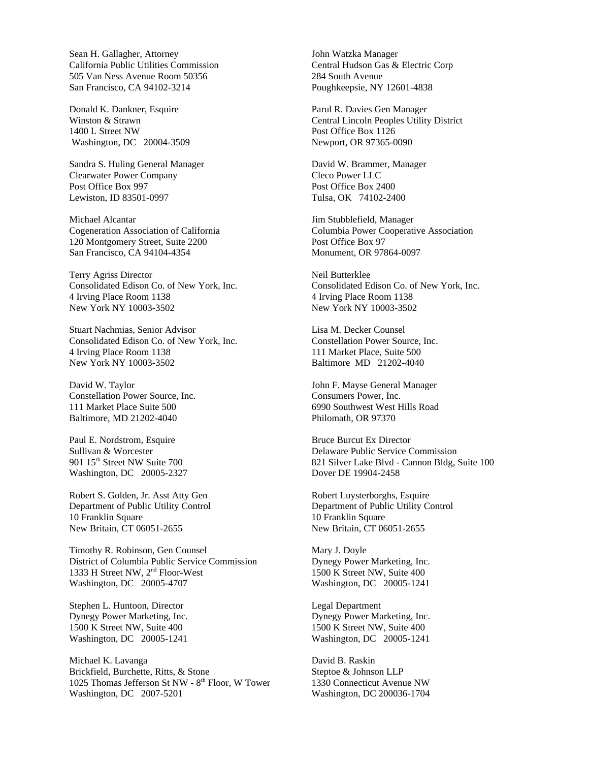Sean H. Gallagher, Attorney
California Public Utilities Commission
505 Van Ness Avenue Room 50356
San Francisco, CA 94102-3214

John Watzka Manager
Central Hudson Gas & Electric Corp
284 South Avenue
Poughkeepsie, NY 12601-4838

Donald K. Dankner, Esquire
Winston & Strawn
1400 L Street NW
Washington, DC 20004-3509

Parul R. Davies Gen Manager
Central Lincoln Peoples Utility District
Post Office Box 1126
Newport, OR 97365-0090

Sandra S. Huling General Manager
Clearwater Power Company
Post Office Box 997
Lewiston, ID 83501-0997

David W. Brammer, Manager
Cleco Power LLC
Post Office Box 2400
Tulsa, OK 74102-2400

Michael Alcantar
Cogeneration Association of California
120 Montgomery Street, Suite 2200
San Francisco, CA 94104-4354

Jim Stubblefield, Manager
Columbia Power Cooperative Association
Post Office Box 97
Monument, OR 97864-0097

Terry Agriss Director
Consolidated Edison Co. of New York, Inc.
4 Irving Place Room 1138
New York NY 10003-3502

Neil Butterklee
Consolidated Edison Co. of New York, Inc.
4 Irving Place Room 1138
New York NY 10003-3502

Stuart Nachmias, Senior Advisor
Consolidated Edison Co. of New York, Inc.
4 Irving Place Room 1138
New York NY 10003-3502

Lisa M. Decker Counsel
Constellation Power Source, Inc.
111 Market Place, Suite 500
Baltimore MD 21202-4040

David W. Taylor
Constellation Power Source, Inc.
111 Market Place Suite 500
Baltimore, MD 21202-4040

John F. Mayse General Manager
Consumers Power, Inc.
6990 Southwest West Hills Road
Philomath, OR 97370

Paul E. Nordstrom, Esquire
Sullivan & Worcester
901 15th Street NW Suite 700
Washington, DC 20005-2327

Bruce Burcut Ex Director
Delaware Public Service Commission
821 Silver Lake Blvd - Cannon Bldg, Suite 100
Dover DE 19904-2458

Robert S. Golden, Jr. Asst Atty Gen
Department of Public Utility Control
10 Franklin Square
New Britain, CT 06051-2655

Robert Luysterborghs, Esquire
Department of Public Utility Control
10 Franklin Square
New Britain, CT 06051-2655

Timothy R. Robinson, Gen Counsel
District of Columbia Public Service Commission
1333 H Street NW, 2nd Floor-West
Washington, DC 20005-4707

Mary J. Doyle
Dynegy Power Marketing, Inc.
1500 K Street NW, Suite 400
Washington, DC 20005-1241

Stephen L. Huntoon, Director
Dynegy Power Marketing, Inc.
1500 K Street NW, Suite 400
Washington, DC 20005-1241

Legal Department
Dynegy Power Marketing, Inc.
1500 K Street NW, Suite 400
Washington, DC 20005-1241

Michael K. Lavanga
Brickfield, Burchette, Ritts, & Stone
1025 Thomas Jefferson St NW - 8th Floor, W Tower
Washington, DC 2007-5201

David B. Raskin
Steptoe & Johnson LLP
1330 Connecticut Avenue NW
Washington, DC 200036-1704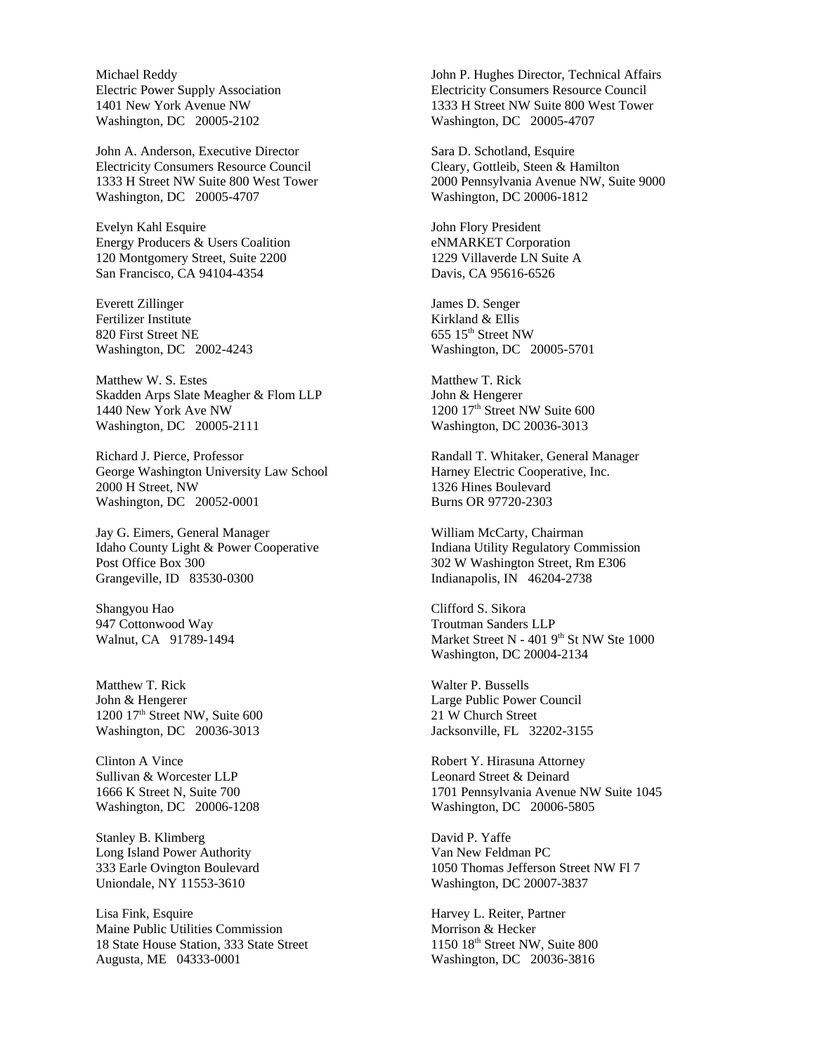Michael Reddy
Electric Power Supply Association
1401 New York Avenue NW
Washington, DC 20005-2102

John A. Anderson, Executive Director
Electricity Consumers Resource Council
1333 H Street NW Suite 800 West Tower
Washington, DC 20005-4707

Evelyn Kahl Esquire
Energy Producers & Users Coalition
120 Montgomery Street, Suite 2200
San Francisco, CA 94104-4354

Everett Zillinger
Fertilizer Institute
820 First Street NE
Washington, DC 2002-4243

Matthew W. S. Estes
Skadden Arps Slate Meagher & Flom LLP
1440 New York Ave NW
Washington, DC 20005-2111

Richard J. Pierce, Professor
George Washington University Law School
2000 H Street, NW
Washington, DC 20052-0001

Jay G. Eimers, General Manager
Idaho County Light & Power Cooperative
Post Office Box 300
Grangeville, ID 83530-0300

Shangyou Hao
947 Cottonwood Way
Walnut, CA 91789-1494

Matthew T. Rick
John & Hengerer
1200 17th Street NW, Suite 600
Washington, DC 20036-3013

Clinton A Vince
Sullivan & Worcester LLP
1666 K Street N, Suite 700
Washington, DC 20006-1208

Stanley B. Klimberg
Long Island Power Authority
333 Earle Ovington Boulevard
Uniondale, NY 11553-3610

Lisa Fink, Esquire
Maine Public Utilities Commission
18 State House Station, 333 State Street
Augusta, ME 04333-0001

John P. Hughes Director, Technical Affairs
Electricity Consumers Resource Council
1333 H Street NW Suite 800 West Tower
Washington, DC 20005-4707

Sara D. Schotland, Esquire
Cleary, Gottleib, Steen & Hamilton
2000 Pennsylvania Avenue NW, Suite 9000
Washington, DC 20006-1812

John Flory President
eNMARKET Corporation
1229 Villaverde LN Suite A
Davis, CA 95616-6526

James D. Senger
Kirkland & Ellis
655 15th Street NW
Washington, DC 20005-5701

Matthew T. Rick
John & Hengerer
1200 17th Street NW Suite 600
Washington, DC 20036-3013

Randall T. Whitaker, General Manager
Harney Electric Cooperative, Inc.
1326 Hines Boulevard
Burns OR 97720-2303

William McCarty, Chairman
Indiana Utility Regulatory Commission
302 W Washington Street, Rm E306
Indianapolis, IN 46204-2738

Clifford S. Sikora
Troutman Sanders LLP
Market Street N - 401 9th St NW Ste 1000
Washington, DC 20004-2134

Walter P. Bussells
Large Public Power Council
21 W Church Street
Jacksonville, FL 32202-3155

Robert Y. Hirasuna Attorney
Leonard Street & Deinard
1701 Pennsylvania Avenue NW Suite 1045
Washington, DC 20006-5805

David P. Yaffe
Van New Feldman PC
1050 Thomas Jefferson Street NW Fl 7
Washington, DC 20007-3837

Harvey L. Reiter, Partner
Morrison & Hecker
1150 18th Street NW, Suite 800
Washington, DC 20036-3816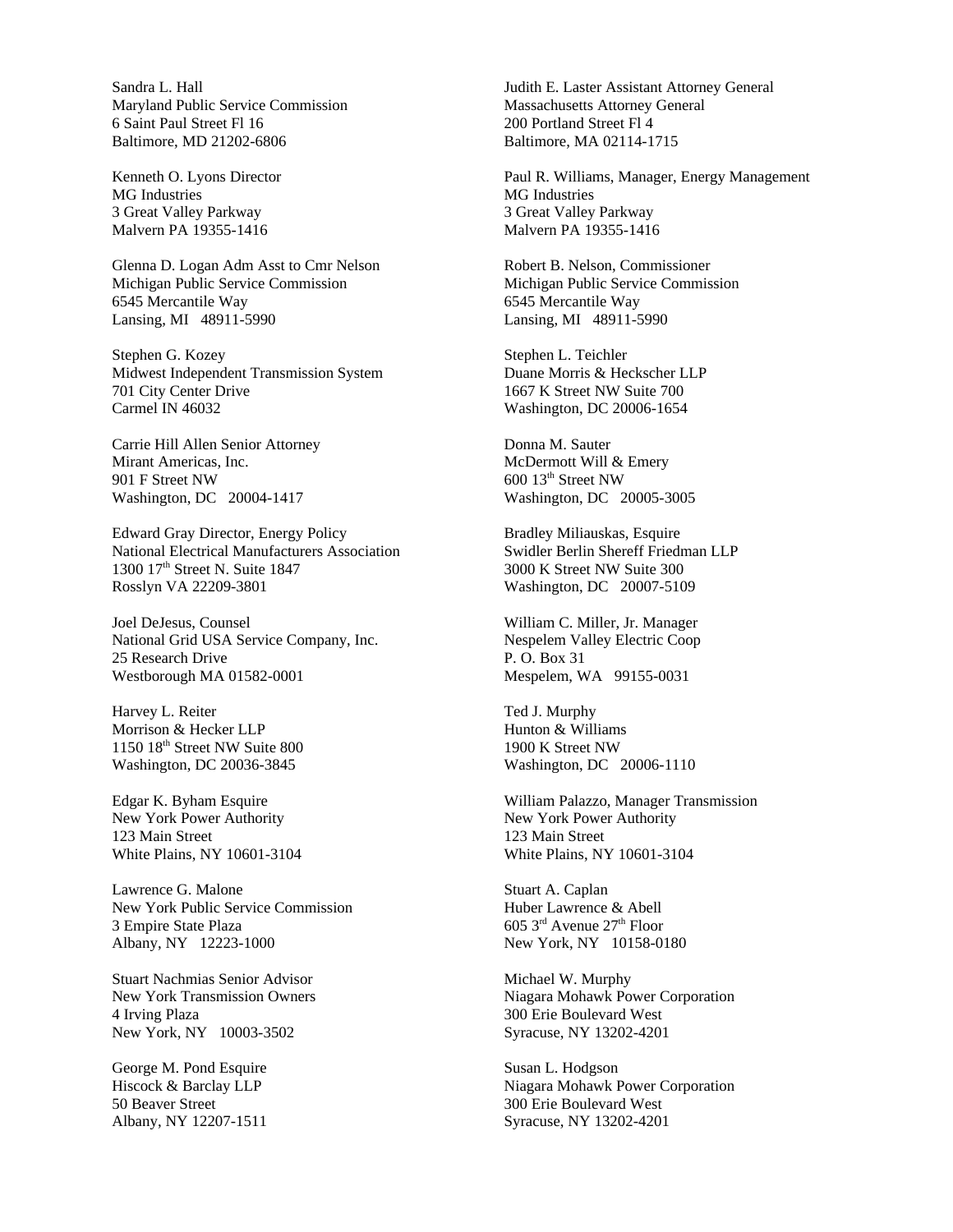Sandra L. Hall
Maryland Public Service Commission
6 Saint Paul Street Fl 16
Baltimore, MD 21202-6806

Judith E. Laster Assistant Attorney General
Massachusetts Attorney General
200 Portland Street Fl 4
Baltimore, MA 02114-1715

Kenneth O. Lyons Director
MG Industries
3 Great Valley Parkway
Malvern PA 19355-1416

Paul R. Williams, Manager, Energy Management
MG Industries
3 Great Valley Parkway
Malvern PA 19355-1416

Glenna D. Logan Adm Asst to Cmr Nelson
Michigan Public Service Commission
6545 Mercantile Way
Lansing, MI 48911-5990

Robert B. Nelson, Commissioner
Michigan Public Service Commission
6545 Mercantile Way
Lansing, MI 48911-5990

Stephen G. Kozey
Midwest Independent Transmission System
701 City Center Drive
Carmel IN 46032

Stephen L. Teichler
Duane Morris & Heckscher LLP
1667 K Street NW Suite 700
Washington, DC 20006-1654

Carrie Hill Allen Senior Attorney
Mirant Americas, Inc.
901 F Street NW
Washington, DC 20004-1417

Donna M. Sauter
McDermott Will & Emery
600 13th Street NW
Washington, DC 20005-3005

Edward Gray Director, Energy Policy
National Electrical Manufacturers Association
1300 17th Street N. Suite 1847
Rosslyn VA 22209-3801

Bradley Miliauskas, Esquire
Swidler Berlin Shereff Friedman LLP
3000 K Street NW Suite 300
Washington, DC 20007-5109

Joel DeJesus, Counsel
National Grid USA Service Company, Inc.
25 Research Drive
Westborough MA 01582-0001

William C. Miller, Jr. Manager
Nespelem Valley Electric Coop
P. O. Box 31
Mespelem, WA 99155-0031

Harvey L. Reiter
Morrison & Hecker LLP
1150 18th Street NW Suite 800
Washington, DC 20036-3845

Ted J. Murphy
Hunton & Williams
1900 K Street NW
Washington, DC 20006-1110

Edgar K. Byham Esquire
New York Power Authority
123 Main Street
White Plains, NY 10601-3104

William Palazzo, Manager Transmission
New York Power Authority
123 Main Street
White Plains, NY 10601-3104

Lawrence G. Malone
New York Public Service Commission
3 Empire State Plaza
Albany, NY 12223-1000

Stuart A. Caplan
Huber Lawrence & Abell
605 3rd Avenue 27th Floor
New York, NY 10158-0180

Stuart Nachmias Senior Advisor
New York Transmission Owners
4 Irving Plaza
New York, NY 10003-3502

Michael W. Murphy
Niagara Mohawk Power Corporation
300 Erie Boulevard West
Syracuse, NY 13202-4201

George M. Pond Esquire
Hiscock & Barclay LLP
50 Beaver Street
Albany, NY 12207-1511

Susan L. Hodgson
Niagara Mohawk Power Corporation
300 Erie Boulevard West
Syracuse, NY 13202-4201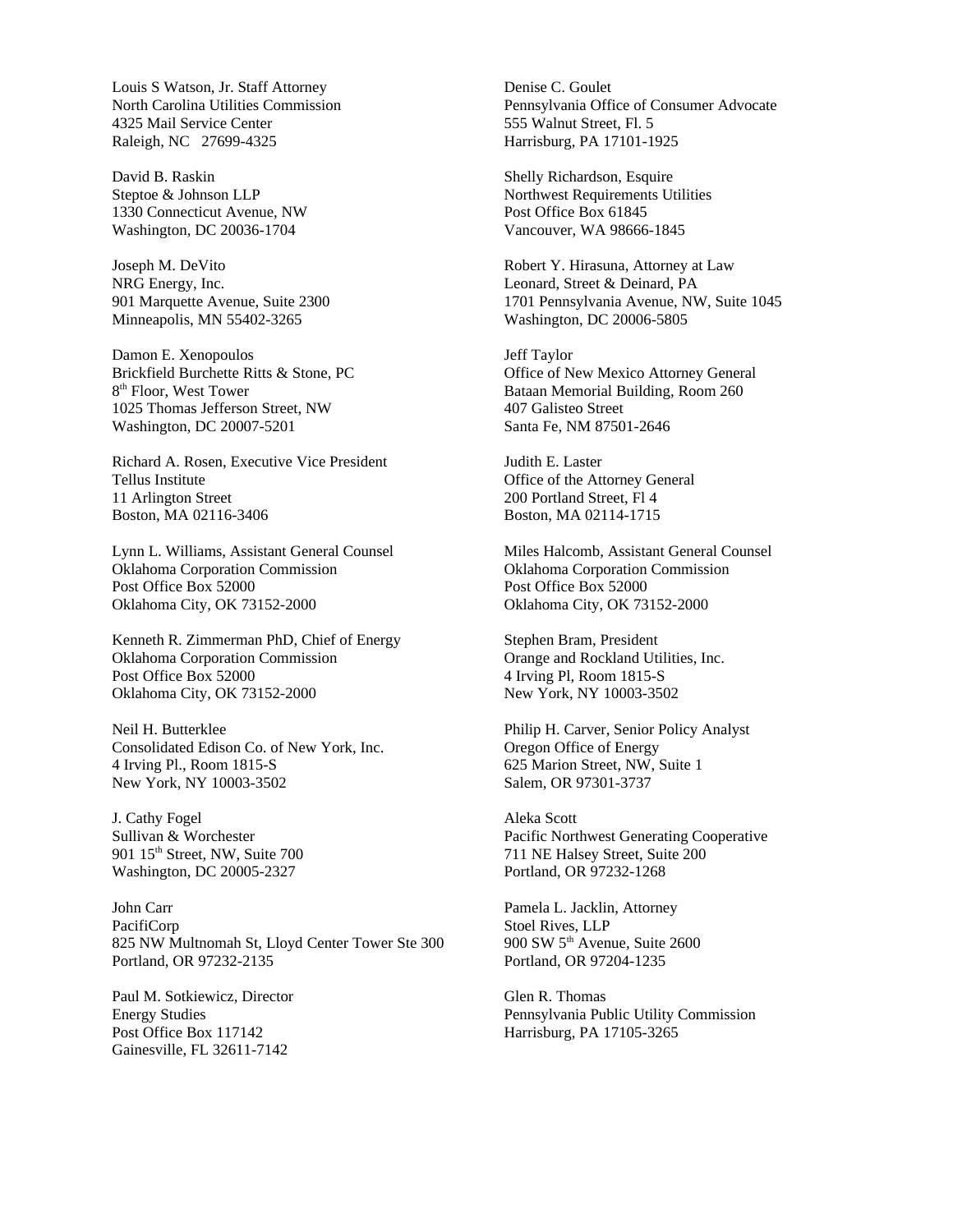Louis S Watson, Jr. Staff Attorney
North Carolina Utilities Commission
4325 Mail Service Center
Raleigh, NC 27699-4325

David B. Raskin
Steptoe & Johnson LLP
1330 Connecticut Avenue, NW
Washington, DC 20036-1704

Joseph M. DeVito
NRG Energy, Inc.
901 Marquette Avenue, Suite 2300
Minneapolis, MN 55402-3265

Damon E. Xenopoulos
Brickfield Burchette Ritts & Stone, PC
8th Floor, West Tower
1025 Thomas Jefferson Street, NW
Washington, DC 20007-5201

Richard A. Rosen, Executive Vice President
Tellus Institute
11 Arlington Street
Boston, MA 02116-3406

Lynn L. Williams, Assistant General Counsel
Oklahoma Corporation Commission
Post Office Box 52000
Oklahoma City, OK 73152-2000

Kenneth R. Zimmerman PhD, Chief of Energy
Oklahoma Corporation Commission
Post Office Box 52000
Oklahoma City, OK 73152-2000

Neil H. Butterklee
Consolidated Edison Co. of New York, Inc.
4 Irving Pl., Room 1815-S
New York, NY 10003-3502

J. Cathy Fogel
Sullivan & Worchester
901 15th Street, NW, Suite 700
Washington, DC 20005-2327

John Carr
PacifiCorp
825 NW Multnomah St, Lloyd Center Tower Ste 300
Portland, OR 97232-2135

Paul M. Sotkiewicz, Director
Energy Studies
Post Office Box 117142
Gainesville, FL 32611-7142

Denise C. Goulet
Pennsylvania Office of Consumer Advocate
555 Walnut Street, Fl. 5
Harrisburg, PA 17101-1925

Shelly Richardson, Esquire
Northwest Requirements Utilities
Post Office Box 61845
Vancouver, WA 98666-1845

Robert Y. Hirasuna, Attorney at Law
Leonard, Street & Deinard, PA
1701 Pennsylvania Avenue, NW, Suite 1045
Washington, DC 20006-5805

Jeff Taylor
Office of New Mexico Attorney General
Bataan Memorial Building, Room 260
407 Galisteo Street
Santa Fe, NM 87501-2646

Judith E. Laster
Office of the Attorney General
200 Portland Street, Fl 4
Boston, MA 02114-1715

Miles Halcomb, Assistant General Counsel
Oklahoma Corporation Commission
Post Office Box 52000
Oklahoma City, OK 73152-2000

Stephen Bram, President
Orange and Rockland Utilities, Inc.
4 Irving Pl, Room 1815-S
New York, NY 10003-3502

Philip H. Carver, Senior Policy Analyst
Oregon Office of Energy
625 Marion Street, NW, Suite 1
Salem, OR 97301-3737

Aleka Scott
Pacific Northwest Generating Cooperative
711 NE Halsey Street, Suite 200
Portland, OR 97232-1268

Pamela L. Jacklin, Attorney
Stoel Rives, LLP
900 SW 5th Avenue, Suite 2600
Portland, OR 97204-1235

Glen R. Thomas
Pennsylvania Public Utility Commission
Harrisburg, PA 17105-3265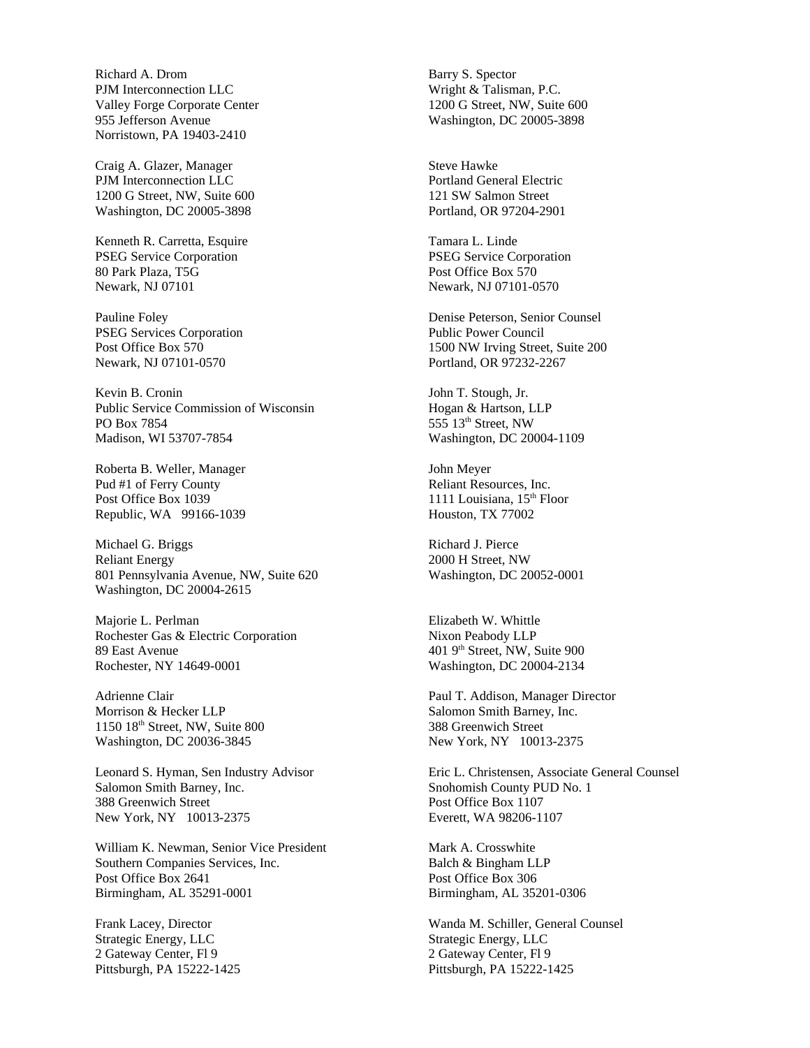Richard A. Drom
PJM Interconnection LLC
Valley Forge Corporate Center
955 Jefferson Avenue
Norristown, PA 19403-2410

Craig A. Glazer, Manager
PJM Interconnection LLC
1200 G Street, NW, Suite 600
Washington, DC 20005-3898

Kenneth R. Carretta, Esquire
PSEG Service Corporation
80 Park Plaza, T5G
Newark, NJ 07101

Pauline Foley
PSEG Services Corporation
Post Office Box 570
Newark, NJ 07101-0570

Kevin B. Cronin
Public Service Commission of Wisconsin
PO Box 7854
Madison, WI 53707-7854

Roberta B. Weller, Manager
Pud #1 of Ferry County
Post Office Box 1039
Republic, WA 99166-1039

Michael G. Briggs
Reliant Energy
801 Pennsylvania Avenue, NW, Suite 620
Washington, DC 20004-2615

Majorie L. Perlman
Rochester Gas & Electric Corporation
89 East Avenue
Rochester, NY 14649-0001

Adrienne Clair
Morrison & Hecker LLP
1150 18th Street, NW, Suite 800
Washington, DC 20036-3845

Leonard S. Hyman, Sen Industry Advisor
Salomon Smith Barney, Inc.
388 Greenwich Street
New York, NY 10013-2375

William K. Newman, Senior Vice President
Southern Companies Services, Inc.
Post Office Box 2641
Birmingham, AL 35291-0001

Frank Lacey, Director
Strategic Energy, LLC
2 Gateway Center, Fl 9
Pittsburgh, PA 15222-1425

Barry S. Spector
Wright & Talisman, P.C.
1200 G Street, NW, Suite 600
Washington, DC 20005-3898

Steve Hawke
Portland General Electric
121 SW Salmon Street
Portland, OR 97204-2901

Tamara L. Linde
PSEG Service Corporation
Post Office Box 570
Newark, NJ 07101-0570

Denise Peterson, Senior Counsel
Public Power Council
1500 NW Irving Street, Suite 200
Portland, OR 97232-2267

John T. Stough, Jr.
Hogan & Hartson, LLP
555 13th Street, NW
Washington, DC 20004-1109

John Meyer
Reliant Resources, Inc.
1111 Louisiana, 15th Floor
Houston, TX 77002

Richard J. Pierce
2000 H Street, NW
Washington, DC 20052-0001

Elizabeth W. Whittle
Nixon Peabody LLP
401 9th Street, NW, Suite 900
Washington, DC 20004-2134

Paul T. Addison, Manager Director
Salomon Smith Barney, Inc.
388 Greenwich Street
New York, NY 10013-2375

Eric L. Christensen, Associate General Counsel
Snohomish County PUD No. 1
Post Office Box 1107
Everett, WA 98206-1107

Mark A. Crosswhite
Balch & Bingham LLP
Post Office Box 306
Birmingham, AL 35201-0306

Wanda M. Schiller, General Counsel
Strategic Energy, LLC
2 Gateway Center, Fl 9
Pittsburgh, PA 15222-1425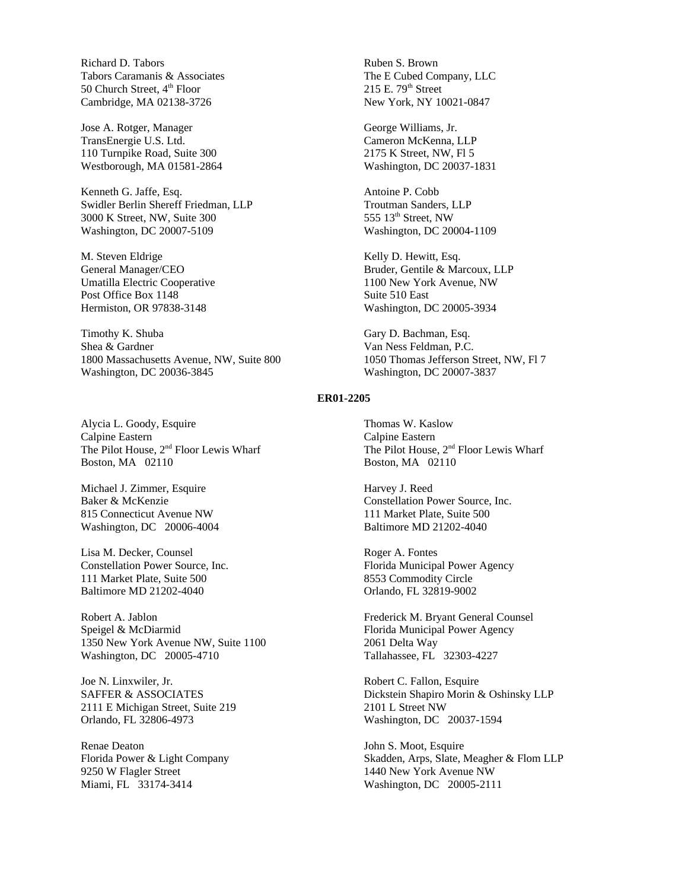Richard D. Tabors
Tabors Caramanis & Associates
50 Church Street, 4th Floor
Cambridge, MA 02138-3726

Ruben S. Brown
The E Cubed Company, LLC
215 E. 79th Street
New York, NY 10021-0847

Jose A. Rotger, Manager
TransEnergie U.S. Ltd.
110 Turnpike Road, Suite 300
Westborough, MA 01581-2864

George Williams, Jr.
Cameron McKenna, LLP
2175 K Street, NW, Fl 5
Washington, DC 20037-1831

Kenneth G. Jaffe, Esq.
Swidler Berlin Shereff Friedman, LLP
3000 K Street, NW, Suite 300
Washington, DC 20007-5109

Antoine P. Cobb
Troutman Sanders, LLP
555 13th Street, NW
Washington, DC 20004-1109

M. Steven Eldrige
General Manager/CEO
Umatilla Electric Cooperative
Post Office Box 1148
Hermiston, OR 97838-3148

Kelly D. Hewitt, Esq.
Bruder, Gentile & Marcoux, LLP
1100 New York Avenue, NW
Suite 510 East
Washington, DC 20005-3934

Timothy K. Shuba
Shea & Gardner
1800 Massachusetts Avenue, NW, Suite 800
Washington, DC 20036-3845

Gary D. Bachman, Esq.
Van Ness Feldman, P.C.
1050 Thomas Jefferson Street, NW, Fl 7
Washington, DC 20007-3837

**ER01-2205**

Alycia L. Goody, Esquire
Calpine Eastern
The Pilot House, 2nd Floor Lewis Wharf
Boston, MA 02110

Thomas W. Kaslow
Calpine Eastern
The Pilot House, 2nd Floor Lewis Wharf
Boston, MA 02110

Michael J. Zimmer, Esquire
Baker & McKenzie
815 Connecticut Avenue NW
Washington, DC 20006-4004

Harvey J. Reed
Constellation Power Source, Inc.
111 Market Plate, Suite 500
Baltimore MD 21202-4040

Lisa M. Decker, Counsel
Constellation Power Source, Inc.
111 Market Plate, Suite 500
Baltimore MD 21202-4040

Roger A. Fontes
Florida Municipal Power Agency
8553 Commodity Circle
Orlando, FL 32819-9002

Robert A. Jablon
Speigel & McDiarmid
1350 New York Avenue NW, Suite 1100
Washington, DC 20005-4710

Frederick M. Bryant General Counsel
Florida Municipal Power Agency
2061 Delta Way
Tallahassee, FL 32303-4227

Joe N. Linxwiler, Jr.
SAFFER & ASSOCIATES
2111 E Michigan Street, Suite 219
Orlando, FL 32806-4973

Robert C. Fallon, Esquire
Dickstein Shapiro Morin & Oshinsky LLP
2101 L Street NW
Washington, DC 20037-1594

Renae Deaton
Florida Power & Light Company
9250 W Flagler Street
Miami, FL 33174-3414

John S. Moot, Esquire
Skadden, Arps, Slate, Meagher & Flom LLP
1440 New York Avenue NW
Washington, DC 20005-2111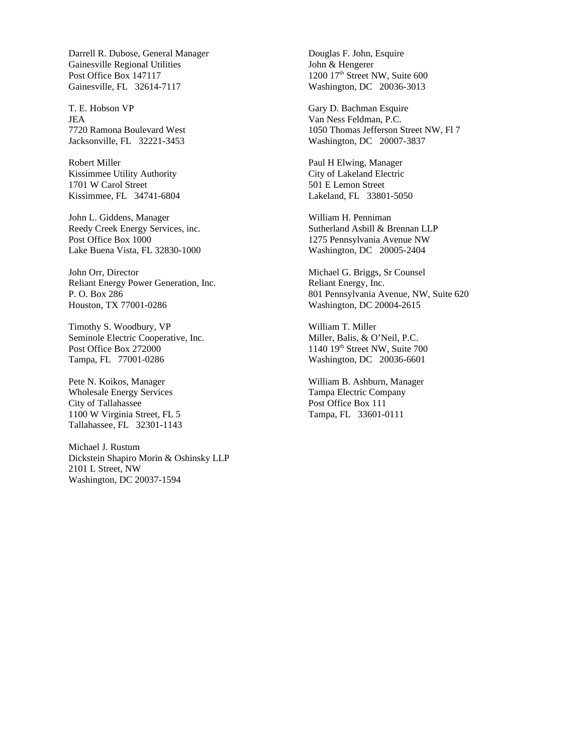Darrell R. Dubose, General Manager
Gainesville Regional Utilities
Post Office Box 147117
Gainesville, FL 32614-7117

T. E. Hobson VP
JEA
7720 Ramona Boulevard West
Jacksonville, FL 32221-3453

Robert Miller
Kissimmee Utility Authority
1701 W Carol Street
Kissimmee, FL 34741-6804

John L. Giddens, Manager
Reedy Creek Energy Services, inc.
Post Office Box 1000
Lake Buena Vista, FL 32830-1000

John Orr, Director
Reliant Energy Power Generation, Inc.
P. O. Box 286
Houston, TX 77001-0286

Timothy S. Woodbury, VP
Seminole Electric Cooperative, Inc.
Post Office Box 272000
Tampa, FL 77001-0286

Pete N. Koikos, Manager
Wholesale Energy Services
City of Tallahassee
1100 W Virginia Street, FL 5
Tallahassee, FL 32301-1143

Michael J. Rustum
Dickstein Shapiro Morin & Oshinsky LLP
2101 L Street, NW
Washington, DC 20037-1594

Douglas F. John, Esquire
John & Hengerer
1200 17th Street NW, Suite 600
Washington, DC 20036-3013

Gary D. Bachman Esquire
Van Ness Feldman, P.C.
1050 Thomas Jefferson Street NW, Fl 7
Washington, DC 20007-3837

Paul H Elwing, Manager
City of Lakeland Electric
501 E Lemon Street
Lakeland, FL 33801-5050

William H. Penniman
Sutherland Asbill & Brennan LLP
1275 Pennsylvania Avenue NW
Washington, DC 20005-2404

Michael G. Briggs, Sr Counsel
Reliant Energy, Inc.
801 Pennsylvania Avenue, NW, Suite 620
Washington, DC 20004-2615

William T. Miller
Miller, Balis, & O'Neil, P.C.
1140 19th Street NW, Suite 700
Washington, DC 20036-6601

William B. Ashburn, Manager
Tampa Electric Company
Post Office Box 111
Tampa, FL 33601-0111